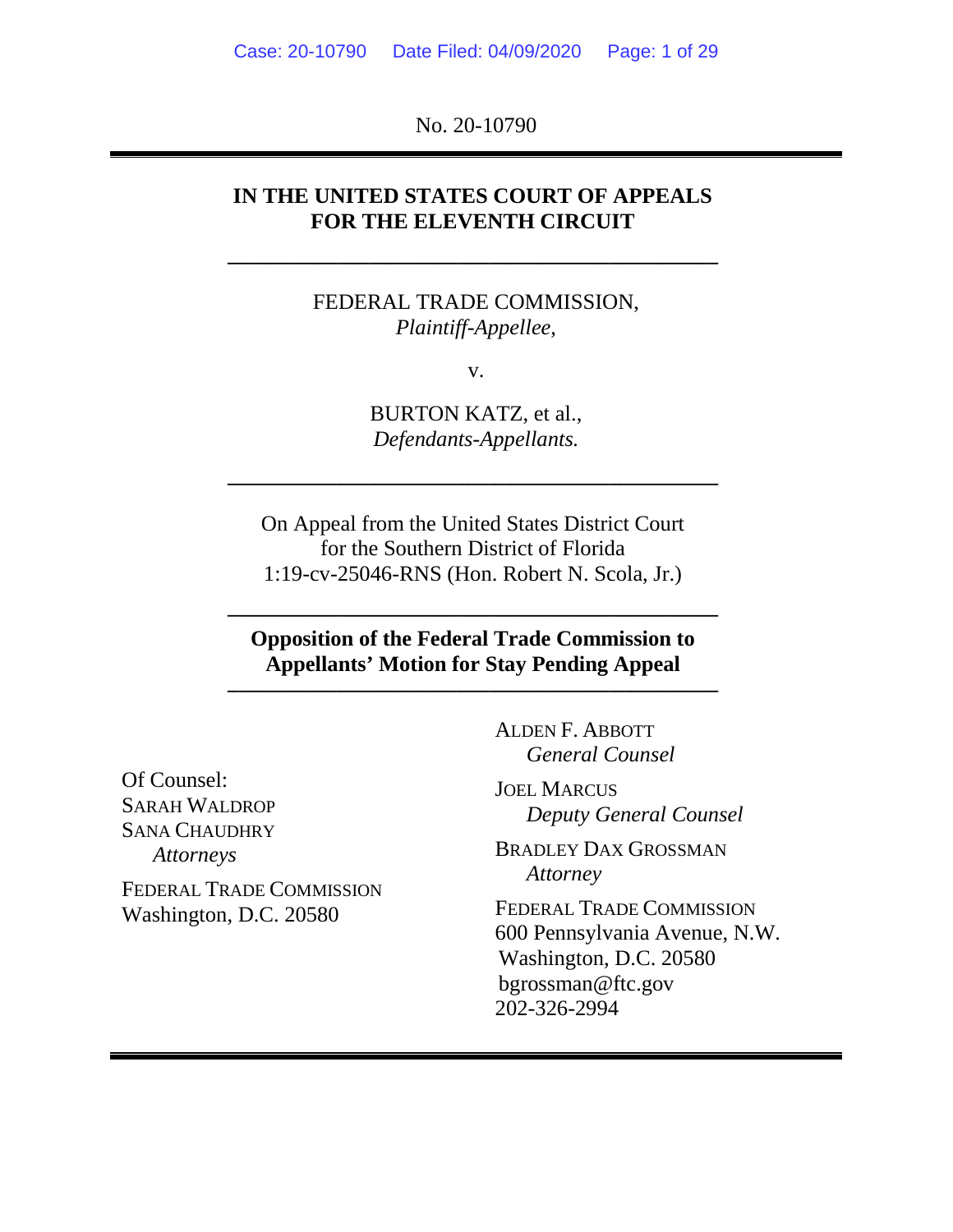No. 20-10790

---

**IN THE UNITED STATES COURT OF APPEALS**
**FOR THE ELEVENTH CIRCUIT**

---

FEDERAL TRADE COMMISSION,
*Plaintiff-Appellee,*

v.

BURTON KATZ, et al.,
*Defendants-Appellants.*

---

On Appeal from the United States District Court
for the Southern District of Florida
1:19-cv-25046-RNS (Hon. Robert N. Scola, Jr.)

---

**Opposition of the Federal Trade Commission to Appellants' Motion for Stay Pending Appeal**

---

ALDEN F. ABBOTT
*General Counsel*

JOEL MARCUS
*Deputy General Counsel*

BRADLEY DAX GROSSMAN
*Attorney*

FEDERAL TRADE COMMISSION
600 Pennsylvania Avenue, N.W.
Washington, D.C. 20580
bgrossman@ftc.gov
202-326-2994

Of Counsel:
SARAH WALDROP
SANA CHAUDHRY
*Attorneys*

FEDERAL TRADE COMMISSION
Washington, D.C. 20580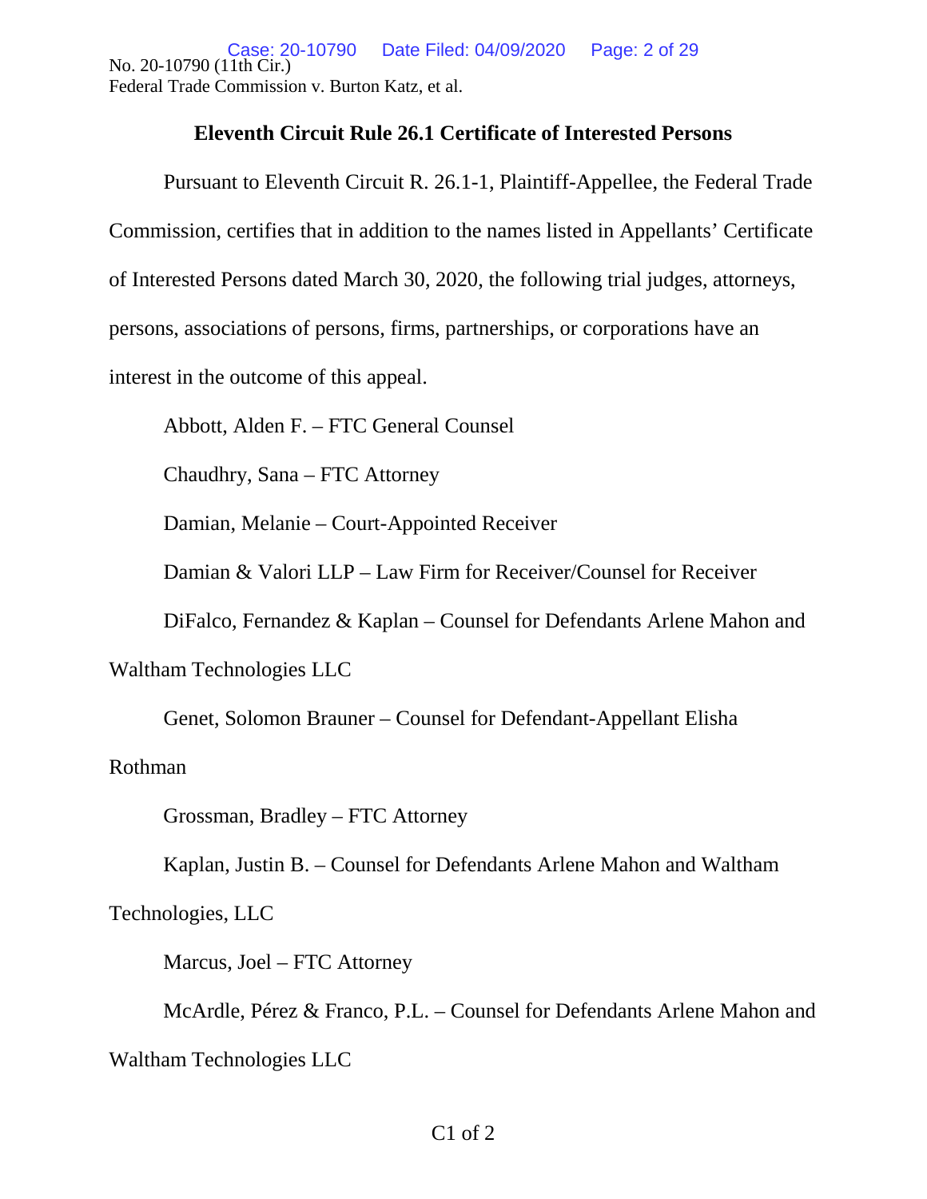No. 20-10790 (11th Cir.)
Federal Trade Commission v. Burton Katz, et al.

## Eleventh Circuit Rule 26.1 Certificate of Interested Persons

Pursuant to Eleventh Circuit R. 26.1-1, Plaintiff-Appellee, the Federal Trade Commission, certifies that in addition to the names listed in Appellants' Certificate of Interested Persons dated March 30, 2020, the following trial judges, attorneys, persons, associations of persons, firms, partnerships, or corporations have an interest in the outcome of this appeal.

Abbott, Alden F. – FTC General Counsel

Chaudhry, Sana – FTC Attorney

Damian, Melanie – Court-Appointed Receiver

Damian & Valori LLP – Law Firm for Receiver/Counsel for Receiver

DiFalco, Fernandez & Kaplan – Counsel for Defendants Arlene Mahon and Waltham Technologies LLC

Genet, Solomon Brauner – Counsel for Defendant-Appellant Elisha Rothman

Grossman, Bradley – FTC Attorney

Kaplan, Justin B. – Counsel for Defendants Arlene Mahon and Waltham Technologies, LLC

Marcus, Joel – FTC Attorney

McArdle, Pérez & Franco, P.L. – Counsel for Defendants Arlene Mahon and Waltham Technologies LLC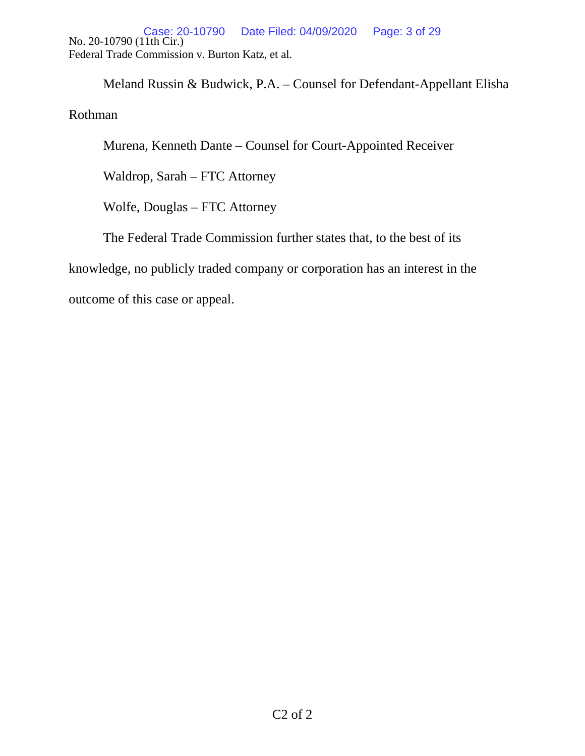Meland Russin & Budwick, P.A. – Counsel for Defendant-Appellant Elisha Rothman

Murena, Kenneth Dante – Counsel for Court-Appointed Receiver

Waldrop, Sarah – FTC Attorney

Wolfe, Douglas – FTC Attorney

The Federal Trade Commission further states that, to the best of its knowledge, no publicly traded company or corporation has an interest in the outcome of this case or appeal.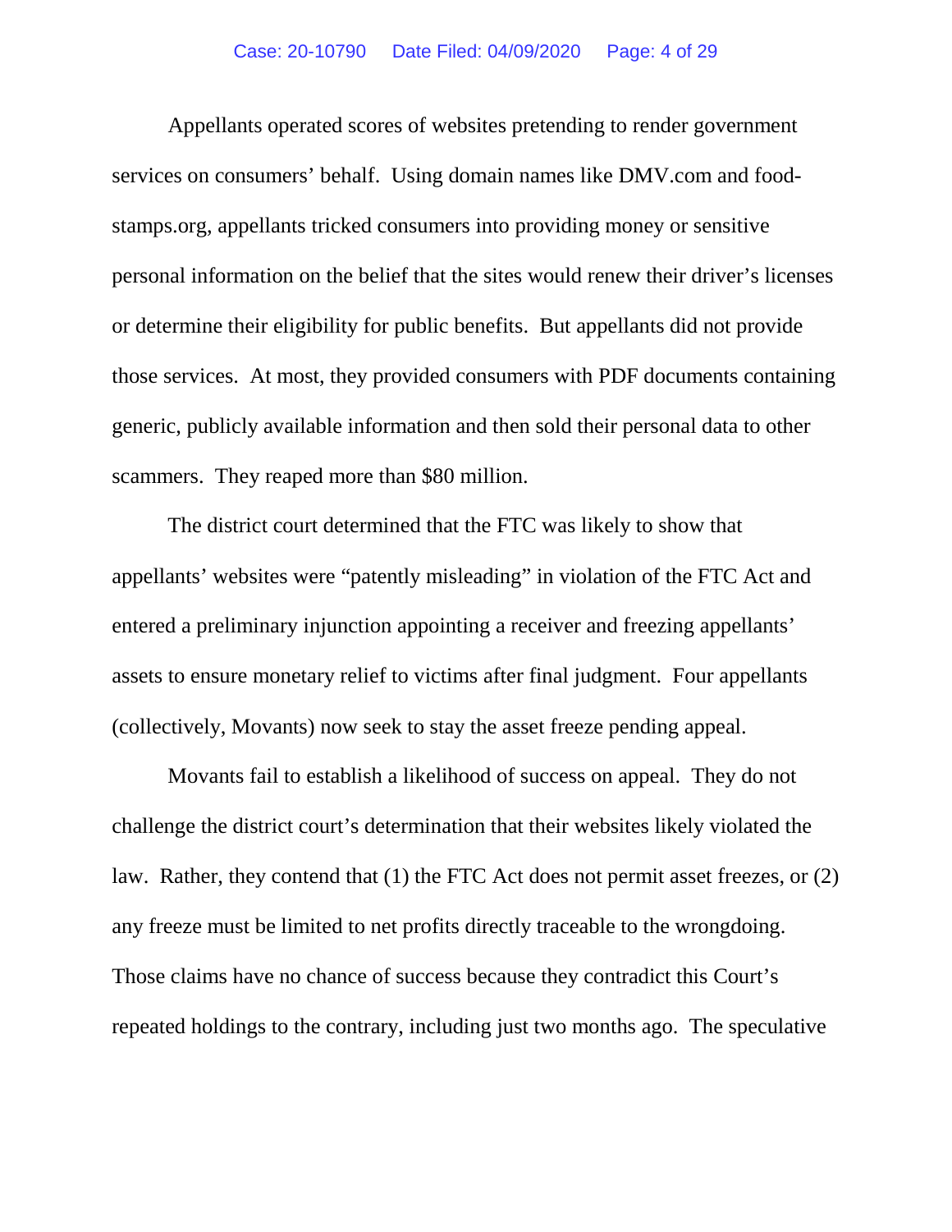Appellants operated scores of websites pretending to render government services on consumers' behalf. Using domain names like DMV.com and food-stamps.org, appellants tricked consumers into providing money or sensitive personal information on the belief that the sites would renew their driver's licenses or determine their eligibility for public benefits. But appellants did not provide those services. At most, they provided consumers with PDF documents containing generic, publicly available information and then sold their personal data to other scammers. They reaped more than $80 million.

The district court determined that the FTC was likely to show that appellants' websites were "patently misleading" in violation of the FTC Act and entered a preliminary injunction appointing a receiver and freezing appellants' assets to ensure monetary relief to victims after final judgment. Four appellants (collectively, Movants) now seek to stay the asset freeze pending appeal.

Movants fail to establish a likelihood of success on appeal. They do not challenge the district court's determination that their websites likely violated the law. Rather, they contend that (1) the FTC Act does not permit asset freezes, or (2) any freeze must be limited to net profits directly traceable to the wrongdoing. Those claims have no chance of success because they contradict this Court's repeated holdings to the contrary, including just two months ago. The speculative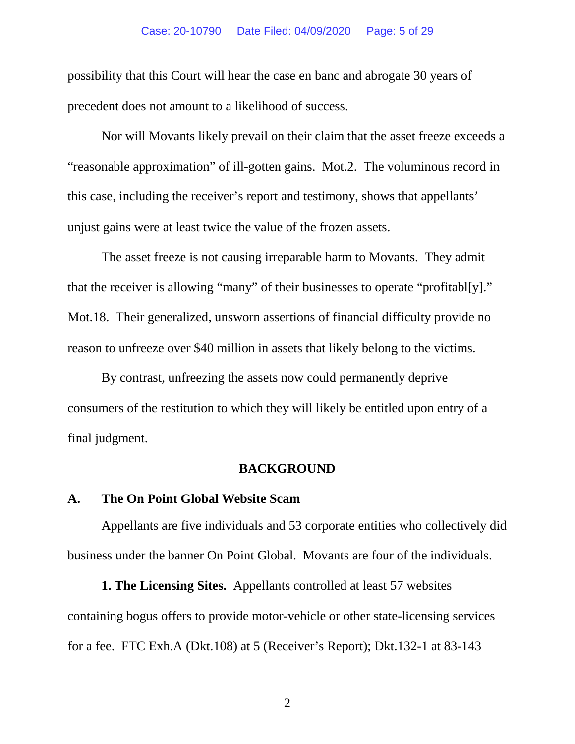possibility that this Court will hear the case en banc and abrogate 30 years of precedent does not amount to a likelihood of success.

Nor will Movants likely prevail on their claim that the asset freeze exceeds a "reasonable approximation" of ill-gotten gains. Mot.2. The voluminous record in this case, including the receiver's report and testimony, shows that appellants' unjust gains were at least twice the value of the frozen assets.

The asset freeze is not causing irreparable harm to Movants. They admit that the receiver is allowing "many" of their businesses to operate "profitabl[y]." Mot.18. Their generalized, unsworn assertions of financial difficulty provide no reason to unfreeze over $40 million in assets that likely belong to the victims.

By contrast, unfreezing the assets now could permanently deprive consumers of the restitution to which they will likely be entitled upon entry of a final judgment.

## BACKGROUND

### A. The On Point Global Website Scam

Appellants are five individuals and 53 corporate entities who collectively did business under the banner On Point Global. Movants are four of the individuals.

**1. The Licensing Sites.** Appellants controlled at least 57 websites containing bogus offers to provide motor-vehicle or other state-licensing services for a fee. FTC Exh.A (Dkt.108) at 5 (Receiver's Report); Dkt.132-1 at 83-143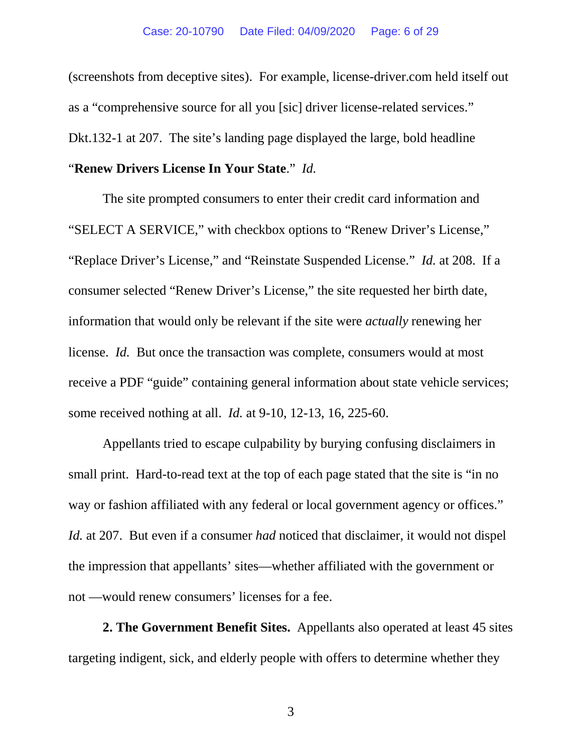(screenshots from deceptive sites). For example, license-driver.com held itself out as a "comprehensive source for all you [sic] driver license-related services." Dkt.132-1 at 207. The site's landing page displayed the large, bold headline "**Renew Drivers License In Your State**." *Id.*

The site prompted consumers to enter their credit card information and "SELECT A SERVICE," with checkbox options to "Renew Driver's License," "Replace Driver's License," and "Reinstate Suspended License." *Id.* at 208. If a consumer selected "Renew Driver's License," the site requested her birth date, information that would only be relevant if the site were *actually* renewing her license. *Id.* But once the transaction was complete, consumers would at most receive a PDF "guide" containing general information about state vehicle services; some received nothing at all. *Id.* at 9-10, 12-13, 16, 225-60.

Appellants tried to escape culpability by burying confusing disclaimers in small print. Hard-to-read text at the top of each page stated that the site is "in no way or fashion affiliated with any federal or local government agency or offices." *Id.* at 207. But even if a consumer *had* noticed that disclaimer, it would not dispel the impression that appellants' sites—whether affiliated with the government or not —would renew consumers' licenses for a fee.

**2. The Government Benefit Sites.** Appellants also operated at least 45 sites targeting indigent, sick, and elderly people with offers to determine whether they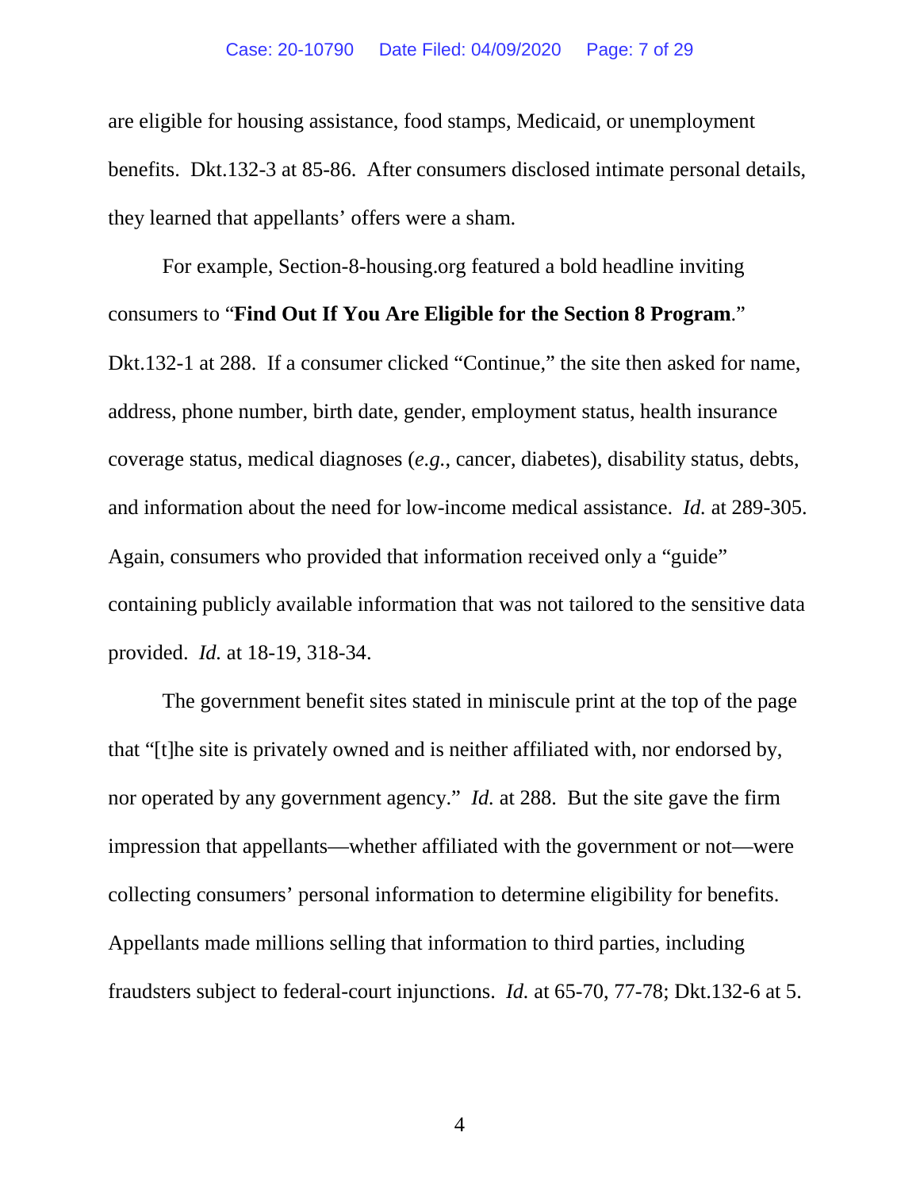are eligible for housing assistance, food stamps, Medicaid, or unemployment benefits. Dkt.132-3 at 85-86. After consumers disclosed intimate personal details, they learned that appellants' offers were a sham.

For example, Section-8-housing.org featured a bold headline inviting consumers to "**Find Out If You Are Eligible for the Section 8 Program**." Dkt.132-1 at 288. If a consumer clicked "Continue," the site then asked for name, address, phone number, birth date, gender, employment status, health insurance coverage status, medical diagnoses (*e.g.*, cancer, diabetes), disability status, debts, and information about the need for low-income medical assistance. *Id.* at 289-305. Again, consumers who provided that information received only a "guide" containing publicly available information that was not tailored to the sensitive data provided. *Id.* at 18-19, 318-34.

The government benefit sites stated in miniscule print at the top of the page that "[t]he site is privately owned and is neither affiliated with, nor endorsed by, nor operated by any government agency." *Id.* at 288. But the site gave the firm impression that appellants—whether affiliated with the government or not—were collecting consumers' personal information to determine eligibility for benefits. Appellants made millions selling that information to third parties, including fraudsters subject to federal-court injunctions. *Id.* at 65-70, 77-78; Dkt.132-6 at 5.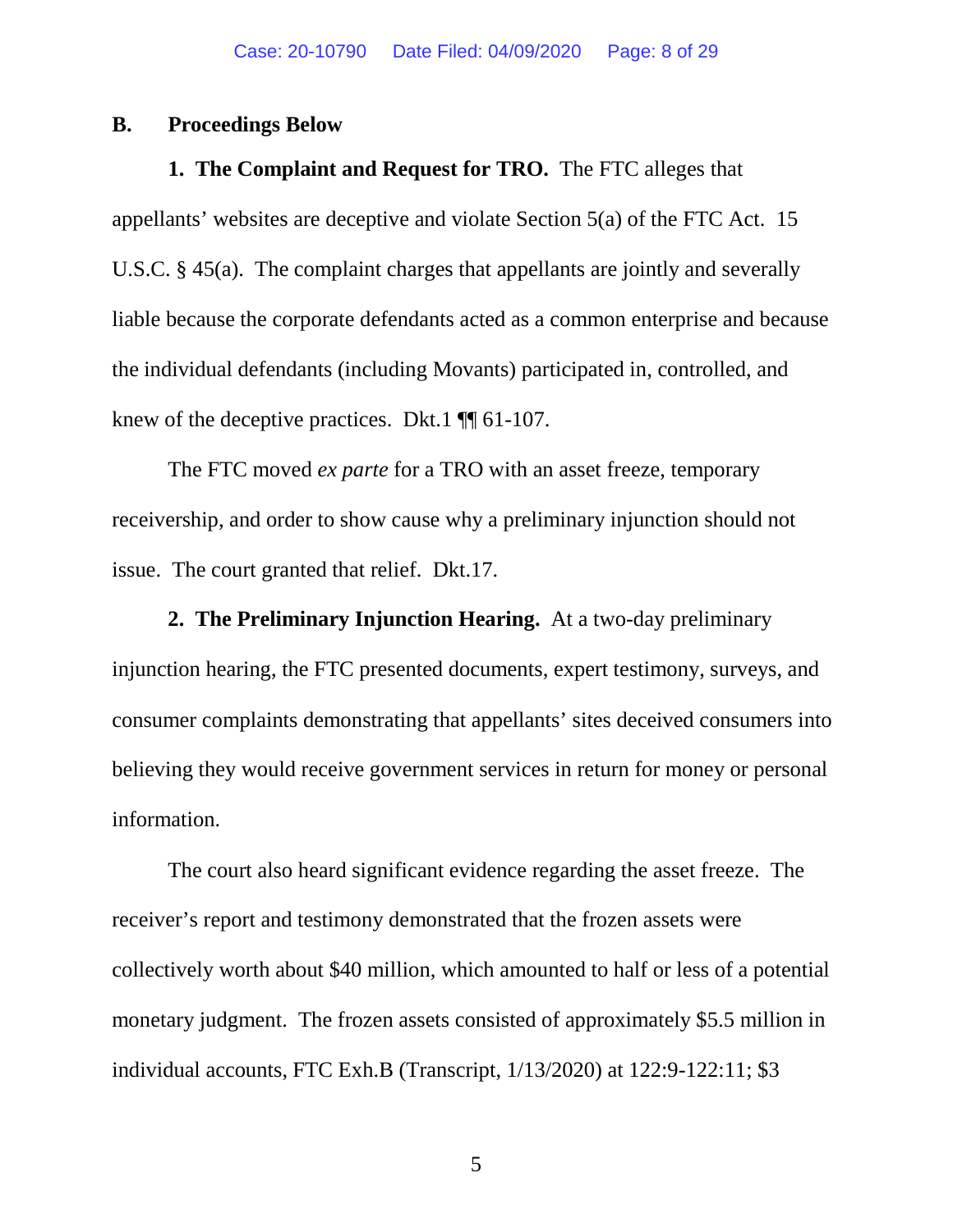### B. Proceedings Below

**1. The Complaint and Request for TRO.** The FTC alleges that appellants' websites are deceptive and violate Section 5(a) of the FTC Act. 15 U.S.C. § 45(a). The complaint charges that appellants are jointly and severally liable because the corporate defendants acted as a common enterprise and because the individual defendants (including Movants) participated in, controlled, and knew of the deceptive practices. Dkt.1 ¶¶ 61-107.

The FTC moved *ex parte* for a TRO with an asset freeze, temporary receivership, and order to show cause why a preliminary injunction should not issue. The court granted that relief. Dkt.17.

**2. The Preliminary Injunction Hearing.** At a two-day preliminary injunction hearing, the FTC presented documents, expert testimony, surveys, and consumer complaints demonstrating that appellants' sites deceived consumers into believing they would receive government services in return for money or personal information.

The court also heard significant evidence regarding the asset freeze. The receiver's report and testimony demonstrated that the frozen assets were collectively worth about $40 million, which amounted to half or less of a potential monetary judgment. The frozen assets consisted of approximately $5.5 million in individual accounts, FTC Exh.B (Transcript, 1/13/2020) at 122:9-122:11; $3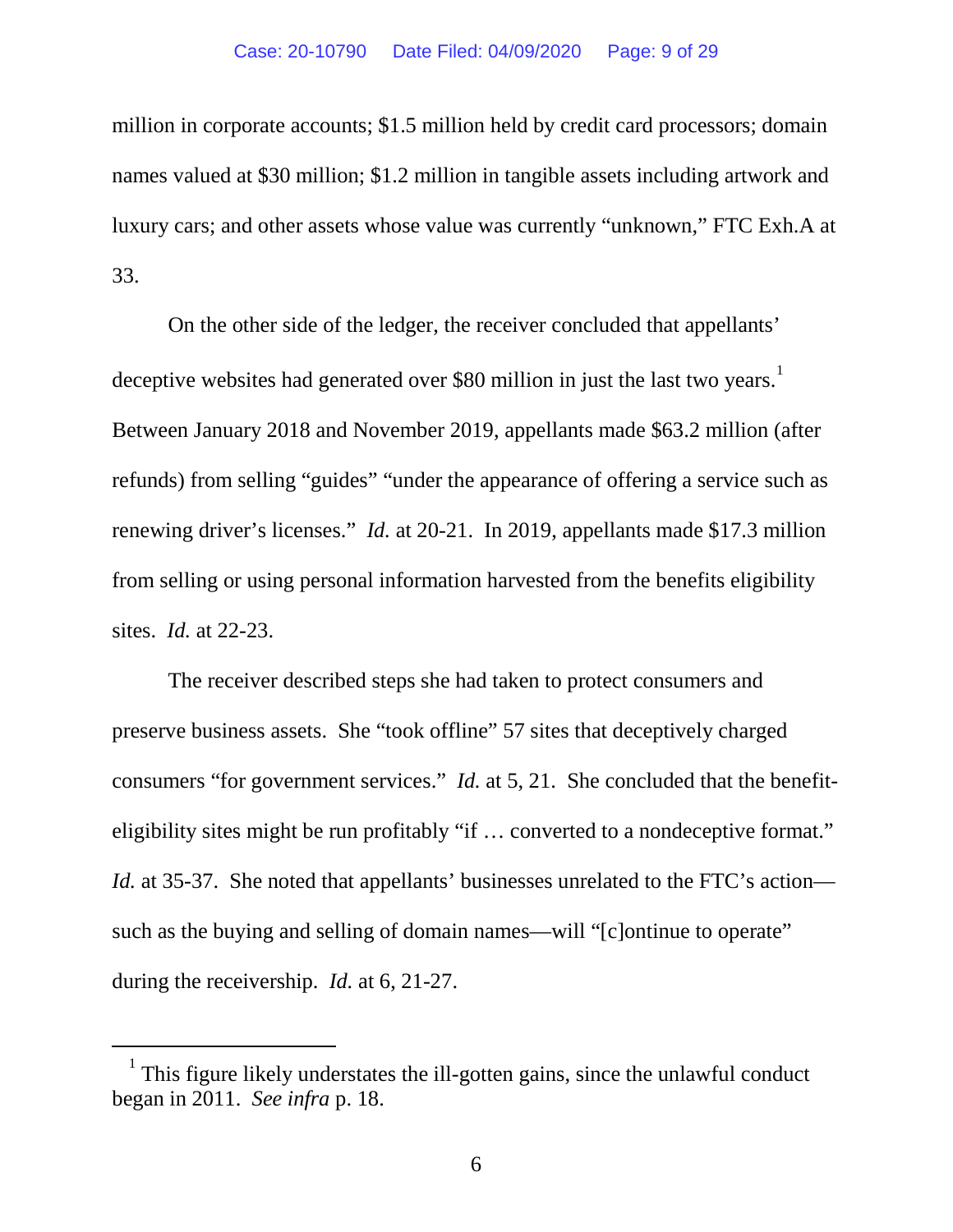million in corporate accounts; $1.5 million held by credit card processors; domain names valued at $30 million; $1.2 million in tangible assets including artwork and luxury cars; and other assets whose value was currently "unknown," FTC Exh.A at 33.

On the other side of the ledger, the receiver concluded that appellants' deceptive websites had generated over $80 million in just the last two years.[1] Between January 2018 and November 2019, appellants made $63.2 million (after refunds) from selling "guides" "under the appearance of offering a service such as renewing driver's licenses." *Id.* at 20-21. In 2019, appellants made $17.3 million from selling or using personal information harvested from the benefits eligibility sites. *Id.* at 22-23.

The receiver described steps she had taken to protect consumers and preserve business assets. She "took offline" 57 sites that deceptively charged consumers "for government services." *Id.* at 5, 21. She concluded that the benefit-eligibility sites might be run profitably "if … converted to a nondeceptive format." *Id.* at 35-37. She noted that appellants' businesses unrelated to the FTC's action—such as the buying and selling of domain names—will "[c]ontinue to operate" during the receivership. *Id.* at 6, 21-27.

---

[1] This figure likely understates the ill-gotten gains, since the unlawful conduct began in 2011. *See infra* p. 18.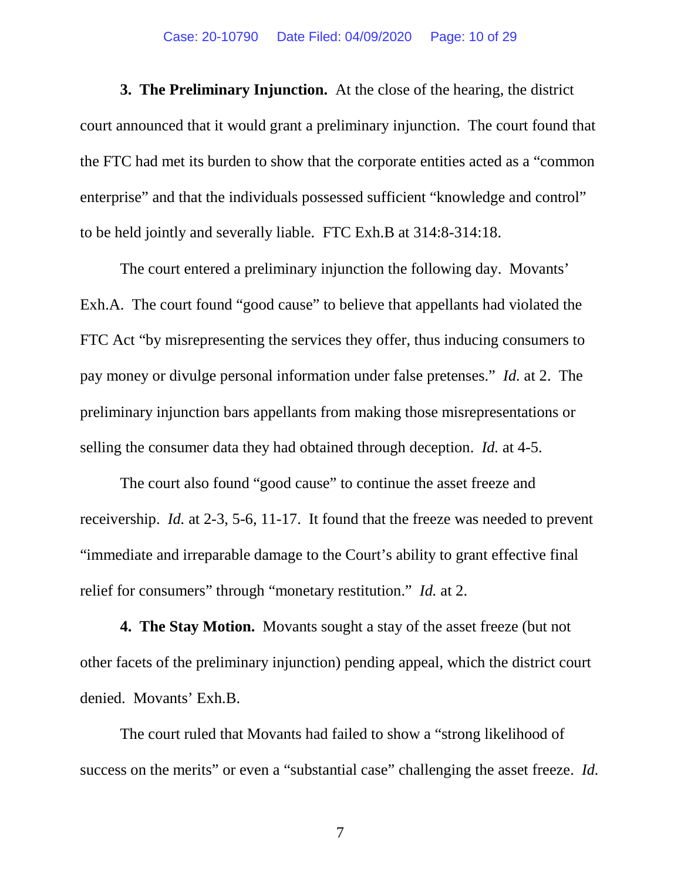**3. The Preliminary Injunction.** At the close of the hearing, the district court announced that it would grant a preliminary injunction. The court found that the FTC had met its burden to show that the corporate entities acted as a "common enterprise" and that the individuals possessed sufficient "knowledge and control" to be held jointly and severally liable. FTC Exh.B at 314:8-314:18.

The court entered a preliminary injunction the following day. Movants' Exh.A. The court found "good cause" to believe that appellants had violated the FTC Act "by misrepresenting the services they offer, thus inducing consumers to pay money or divulge personal information under false pretenses." *Id.* at 2. The preliminary injunction bars appellants from making those misrepresentations or selling the consumer data they had obtained through deception. *Id.* at 4-5.

The court also found "good cause" to continue the asset freeze and receivership. *Id.* at 2-3, 5-6, 11-17. It found that the freeze was needed to prevent "immediate and irreparable damage to the Court's ability to grant effective final relief for consumers" through "monetary restitution." *Id.* at 2.

**4. The Stay Motion.** Movants sought a stay of the asset freeze (but not other facets of the preliminary injunction) pending appeal, which the district court denied. Movants' Exh.B.

The court ruled that Movants had failed to show a "strong likelihood of success on the merits" or even a "substantial case" challenging the asset freeze. *Id.*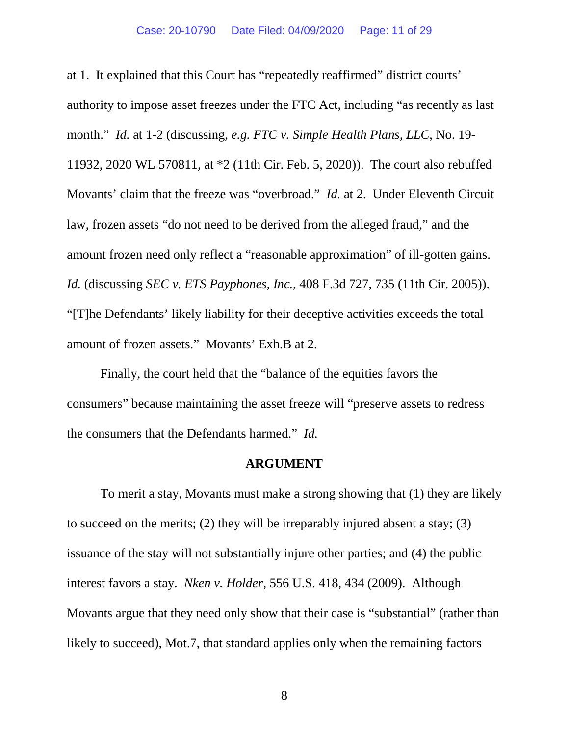at 1. It explained that this Court has "repeatedly reaffirmed" district courts' authority to impose asset freezes under the FTC Act, including "as recently as last month." *Id.* at 1-2 (discussing, *e.g. FTC v. Simple Health Plans, LLC*, No. 19-11932, 2020 WL 570811, at *2 (11th Cir. Feb. 5, 2020)). The court also rebuffed Movants' claim that the freeze was "overbroad." *Id.* at 2. Under Eleventh Circuit law, frozen assets "do not need to be derived from the alleged fraud," and the amount frozen need only reflect a "reasonable approximation" of ill-gotten gains. *Id.* (discussing *SEC v. ETS Payphones, Inc.*, 408 F.3d 727, 735 (11th Cir. 2005)). "[T]he Defendants' likely liability for their deceptive activities exceeds the total amount of frozen assets." Movants' Exh.B at 2.

Finally, the court held that the "balance of the equities favors the consumers" because maintaining the asset freeze will "preserve assets to redress the consumers that the Defendants harmed." *Id.*

## ARGUMENT

To merit a stay, Movants must make a strong showing that (1) they are likely to succeed on the merits; (2) they will be irreparably injured absent a stay; (3) issuance of the stay will not substantially injure other parties; and (4) the public interest favors a stay. *Nken v. Holder*, 556 U.S. 418, 434 (2009). Although Movants argue that they need only show that their case is "substantial" (rather than likely to succeed), Mot.7, that standard applies only when the remaining factors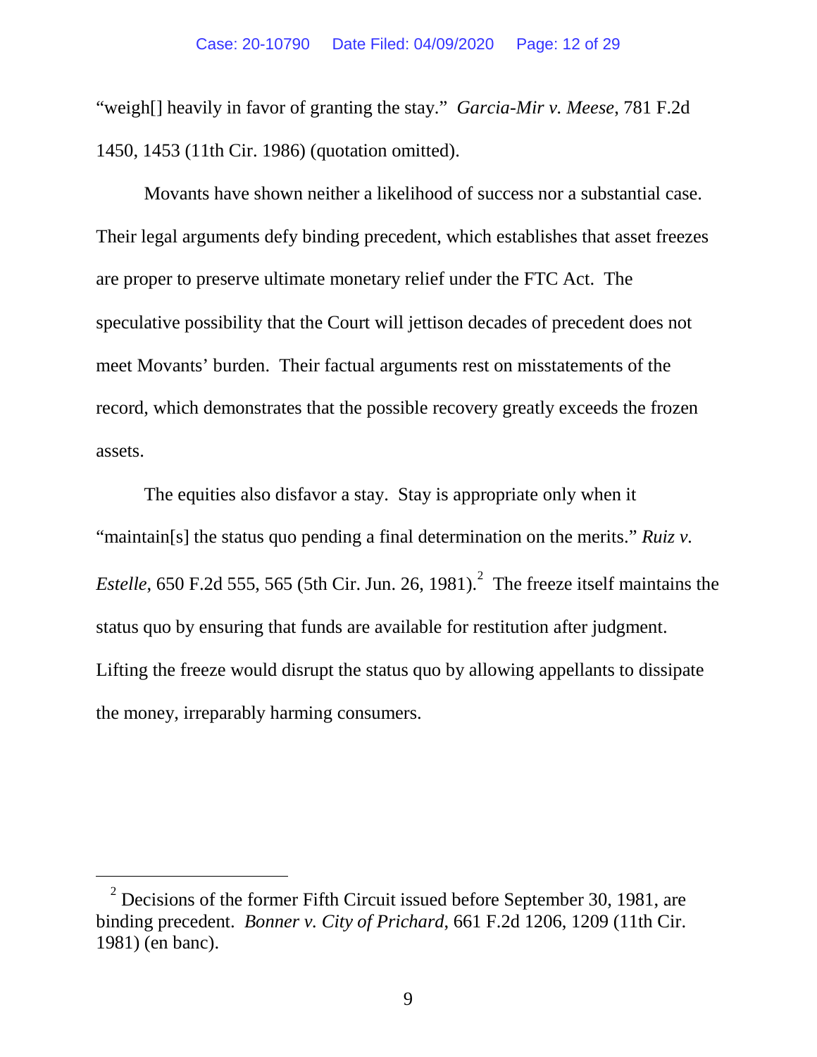"weigh[] heavily in favor of granting the stay." *Garcia-Mir v. Meese*, 781 F.2d 1450, 1453 (11th Cir. 1986) (quotation omitted).

Movants have shown neither a likelihood of success nor a substantial case. Their legal arguments defy binding precedent, which establishes that asset freezes are proper to preserve ultimate monetary relief under the FTC Act. The speculative possibility that the Court will jettison decades of precedent does not meet Movants' burden. Their factual arguments rest on misstatements of the record, which demonstrates that the possible recovery greatly exceeds the frozen assets.

The equities also disfavor a stay. Stay is appropriate only when it "maintain[s] the status quo pending a final determination on the merits." *Ruiz v. Estelle*, 650 F.2d 555, 565 (5th Cir. Jun. 26, 1981).[2] The freeze itself maintains the status quo by ensuring that funds are available for restitution after judgment. Lifting the freeze would disrupt the status quo by allowing appellants to dissipate the money, irreparably harming consumers.

---

[2] Decisions of the former Fifth Circuit issued before September 30, 1981, are binding precedent. *Bonner v. City of Prichard*, 661 F.2d 1206, 1209 (11th Cir. 1981) (en banc).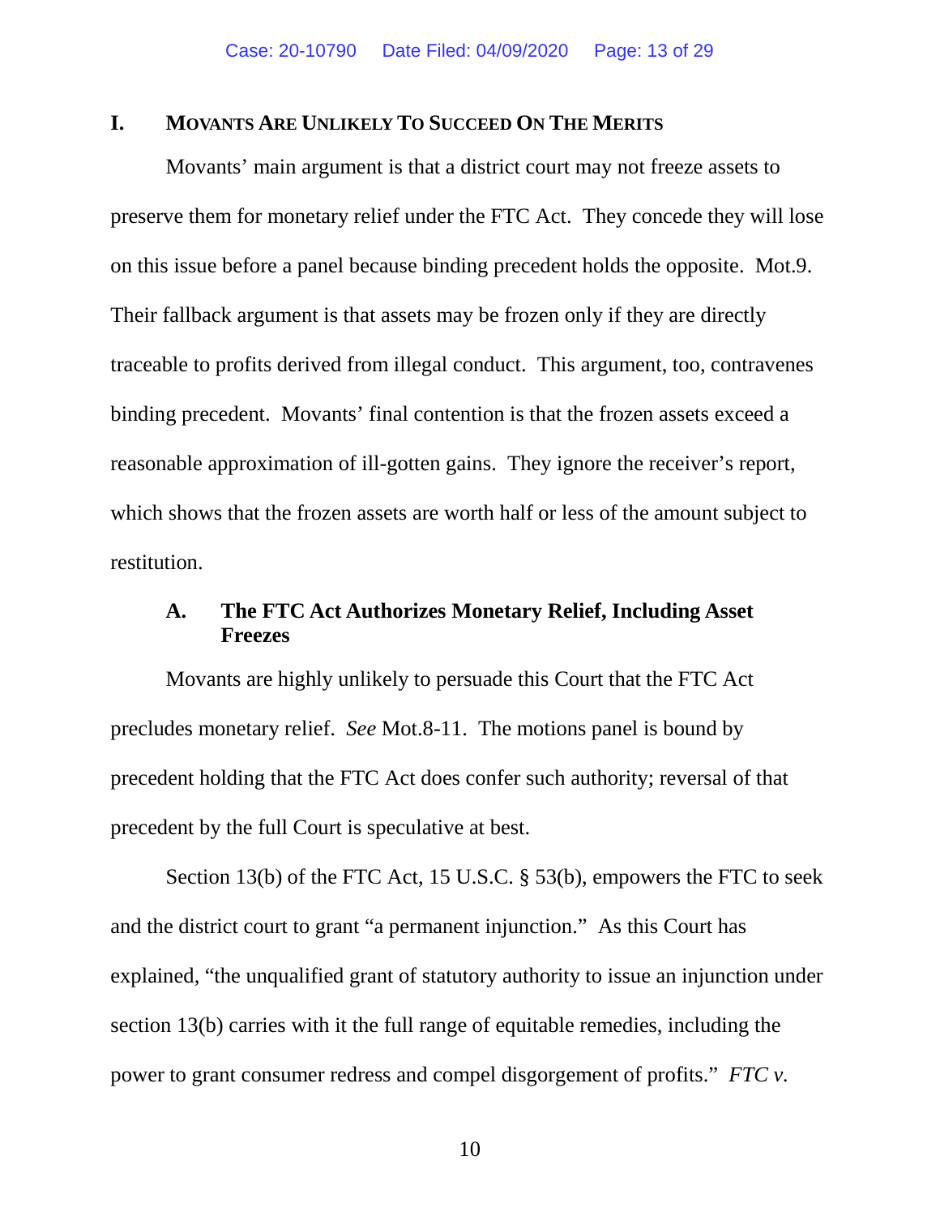## I. Movants Are Unlikely To Succeed On The Merits

Movants' main argument is that a district court may not freeze assets to preserve them for monetary relief under the FTC Act. They concede they will lose on this issue before a panel because binding precedent holds the opposite. Mot.9. Their fallback argument is that assets may be frozen only if they are directly traceable to profits derived from illegal conduct. This argument, too, contravenes binding precedent. Movants' final contention is that the frozen assets exceed a reasonable approximation of ill-gotten gains. They ignore the receiver's report, which shows that the frozen assets are worth half or less of the amount subject to restitution.

### A. The FTC Act Authorizes Monetary Relief, Including Asset Freezes

Movants are highly unlikely to persuade this Court that the FTC Act precludes monetary relief. *See* Mot.8-11. The motions panel is bound by precedent holding that the FTC Act does confer such authority; reversal of that precedent by the full Court is speculative at best.

Section 13(b) of the FTC Act, 15 U.S.C. § 53(b), empowers the FTC to seek and the district court to grant "a permanent injunction." As this Court has explained, "the unqualified grant of statutory authority to issue an injunction under section 13(b) carries with it the full range of equitable remedies, including the power to grant consumer redress and compel disgorgement of profits." *FTC v.*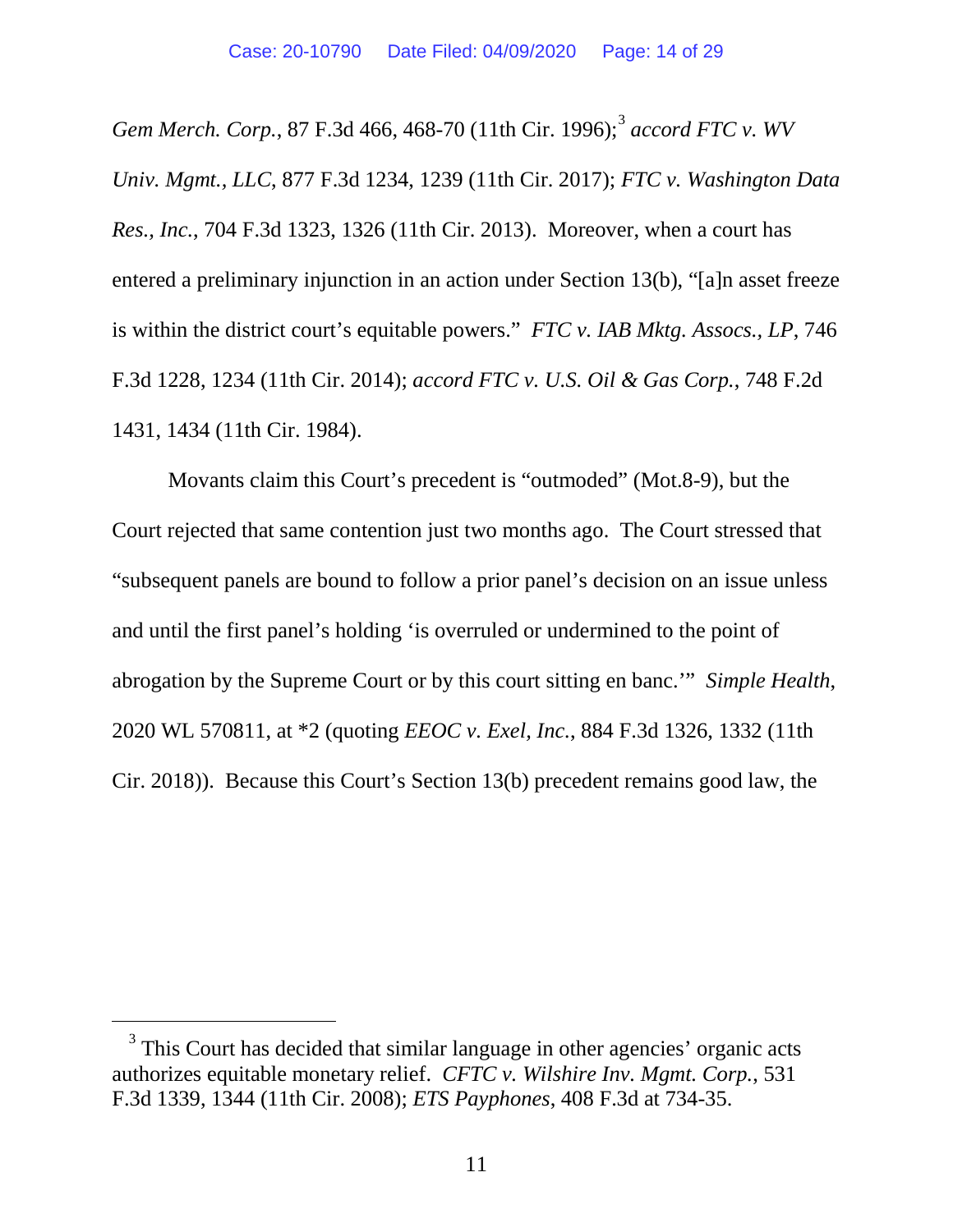*Gem Merch. Corp.*, 87 F.3d 466, 468-70 (11th Cir. 1996);[3] *accord FTC v. WV Univ. Mgmt., LLC*, 877 F.3d 1234, 1239 (11th Cir. 2017); *FTC v. Washington Data Res., Inc.*, 704 F.3d 1323, 1326 (11th Cir. 2013). Moreover, when a court has entered a preliminary injunction in an action under Section 13(b), "[a]n asset freeze is within the district court's equitable powers." *FTC v. IAB Mktg. Assocs., LP*, 746 F.3d 1228, 1234 (11th Cir. 2014); *accord FTC v. U.S. Oil & Gas Corp.*, 748 F.2d 1431, 1434 (11th Cir. 1984).

Movants claim this Court's precedent is "outmoded" (Mot.8-9), but the Court rejected that same contention just two months ago. The Court stressed that "subsequent panels are bound to follow a prior panel's decision on an issue unless and until the first panel's holding 'is overruled or undermined to the point of abrogation by the Supreme Court or by this court sitting en banc.'" *Simple Health*, 2020 WL 570811, at *2 (quoting *EEOC v. Exel, Inc.*, 884 F.3d 1326, 1332 (11th Cir. 2018)). Because this Court's Section 13(b) precedent remains good law, the

---

[3] This Court has decided that similar language in other agencies' organic acts authorizes equitable monetary relief. *CFTC v. Wilshire Inv. Mgmt. Corp.*, 531 F.3d 1339, 1344 (11th Cir. 2008); *ETS Payphones*, 408 F.3d at 734-35.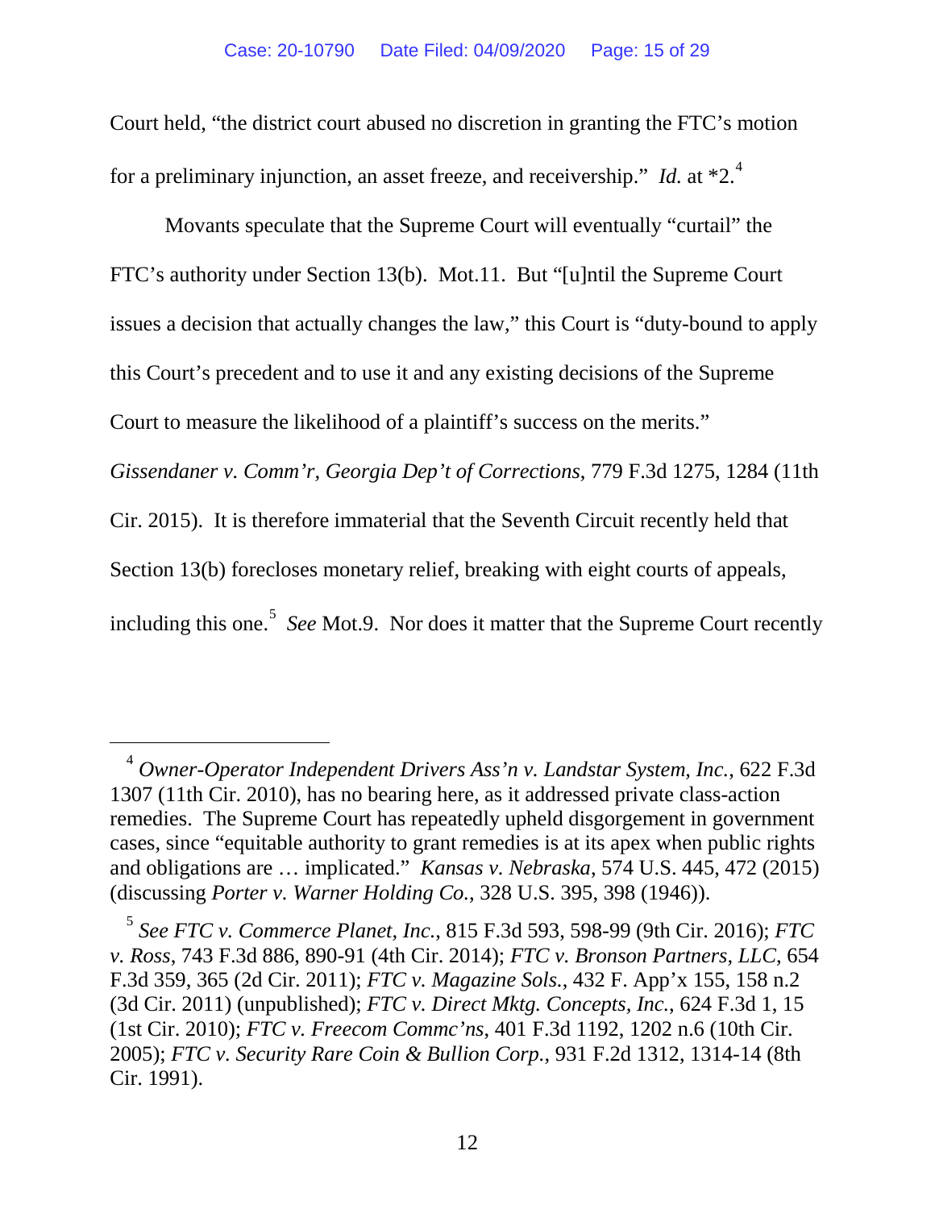Court held, "the district court abused no discretion in granting the FTC's motion for a preliminary injunction, an asset freeze, and receivership." *Id.* at *2.[4]

Movants speculate that the Supreme Court will eventually "curtail" the FTC's authority under Section 13(b). Mot.11. But "[u]ntil the Supreme Court issues a decision that actually changes the law," this Court is "duty-bound to apply this Court's precedent and to use it and any existing decisions of the Supreme Court to measure the likelihood of a plaintiff's success on the merits." *Gissendaner v. Comm'r, Georgia Dep't of Corrections*, 779 F.3d 1275, 1284 (11th Cir. 2015). It is therefore immaterial that the Seventh Circuit recently held that Section 13(b) forecloses monetary relief, breaking with eight courts of appeals, including this one.[5] *See* Mot.9. Nor does it matter that the Supreme Court recently

---

[4] *Owner-Operator Independent Drivers Ass'n v. Landstar System, Inc.*, 622 F.3d 1307 (11th Cir. 2010), has no bearing here, as it addressed private class-action remedies. The Supreme Court has repeatedly upheld disgorgement in government cases, since "equitable authority to grant remedies is at its apex when public rights and obligations are … implicated." *Kansas v. Nebraska*, 574 U.S. 445, 472 (2015) (discussing *Porter v. Warner Holding Co.*, 328 U.S. 395, 398 (1946)).

[5] *See FTC v. Commerce Planet, Inc.*, 815 F.3d 593, 598-99 (9th Cir. 2016); *FTC v. Ross*, 743 F.3d 886, 890-91 (4th Cir. 2014); *FTC v. Bronson Partners, LLC*, 654 F.3d 359, 365 (2d Cir. 2011); *FTC v. Magazine Sols.*, 432 F. App'x 155, 158 n.2 (3d Cir. 2011) (unpublished); *FTC v. Direct Mktg. Concepts, Inc.*, 624 F.3d 1, 15 (1st Cir. 2010); *FTC v. Freecom Commc'ns*, 401 F.3d 1192, 1202 n.6 (10th Cir. 2005); *FTC v. Security Rare Coin & Bullion Corp.*, 931 F.2d 1312, 1314-14 (8th Cir. 1991).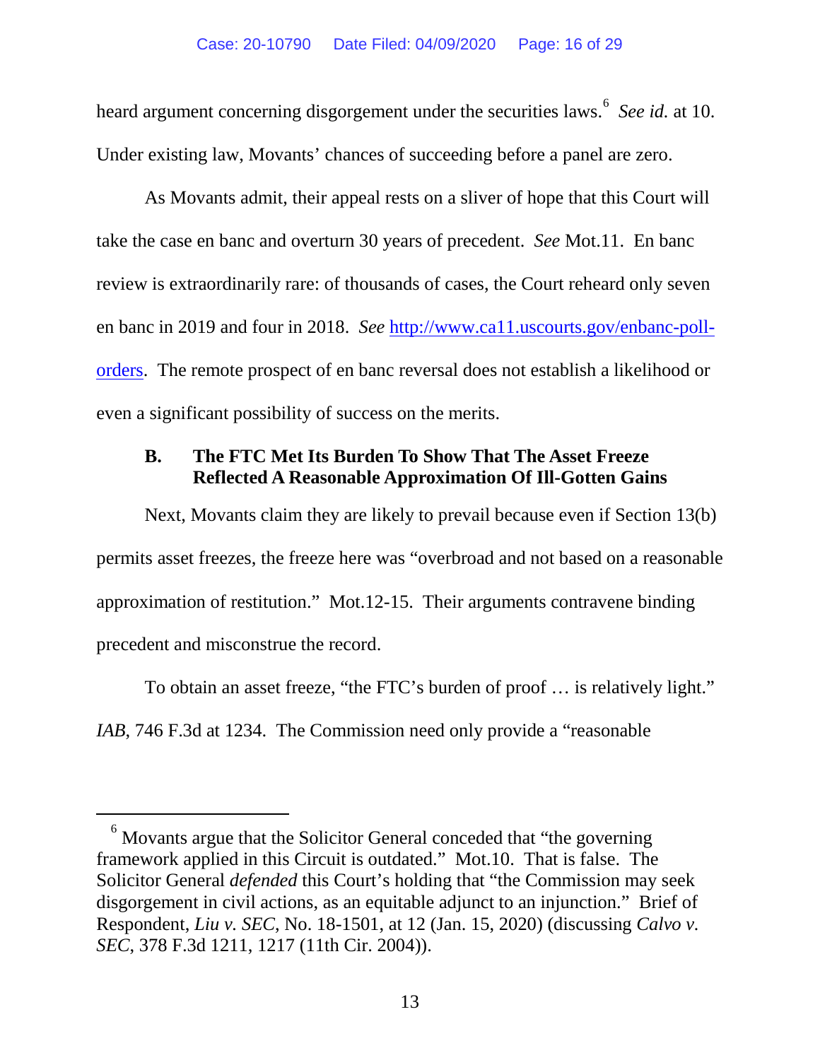heard argument concerning disgorgement under the securities laws.[6] *See id.* at 10. Under existing law, Movants' chances of succeeding before a panel are zero.

As Movants admit, their appeal rests on a sliver of hope that this Court will take the case en banc and overturn 30 years of precedent. *See* Mot.11. En banc review is extraordinarily rare: of thousands of cases, the Court reheard only seven en banc in 2019 and four in 2018. *See* http://www.ca11.uscourts.gov/enbanc-poll-orders. The remote prospect of en banc reversal does not establish a likelihood or even a significant possibility of success on the merits.

### B. The FTC Met Its Burden To Show That The Asset Freeze Reflected A Reasonable Approximation Of Ill-Gotten Gains

Next, Movants claim they are likely to prevail because even if Section 13(b) permits asset freezes, the freeze here was "overbroad and not based on a reasonable approximation of restitution." Mot.12-15. Their arguments contravene binding precedent and misconstrue the record.

To obtain an asset freeze, "the FTC's burden of proof … is relatively light." *IAB*, 746 F.3d at 1234. The Commission need only provide a "reasonable

---

[6] Movants argue that the Solicitor General conceded that "the governing framework applied in this Circuit is outdated." Mot.10. That is false. The Solicitor General *defended* this Court's holding that "the Commission may seek disgorgement in civil actions, as an equitable adjunct to an injunction." Brief of Respondent, *Liu v. SEC*, No. 18-1501, at 12 (Jan. 15, 2020) (discussing *Calvo v. SEC*, 378 F.3d 1211, 1217 (11th Cir. 2004)).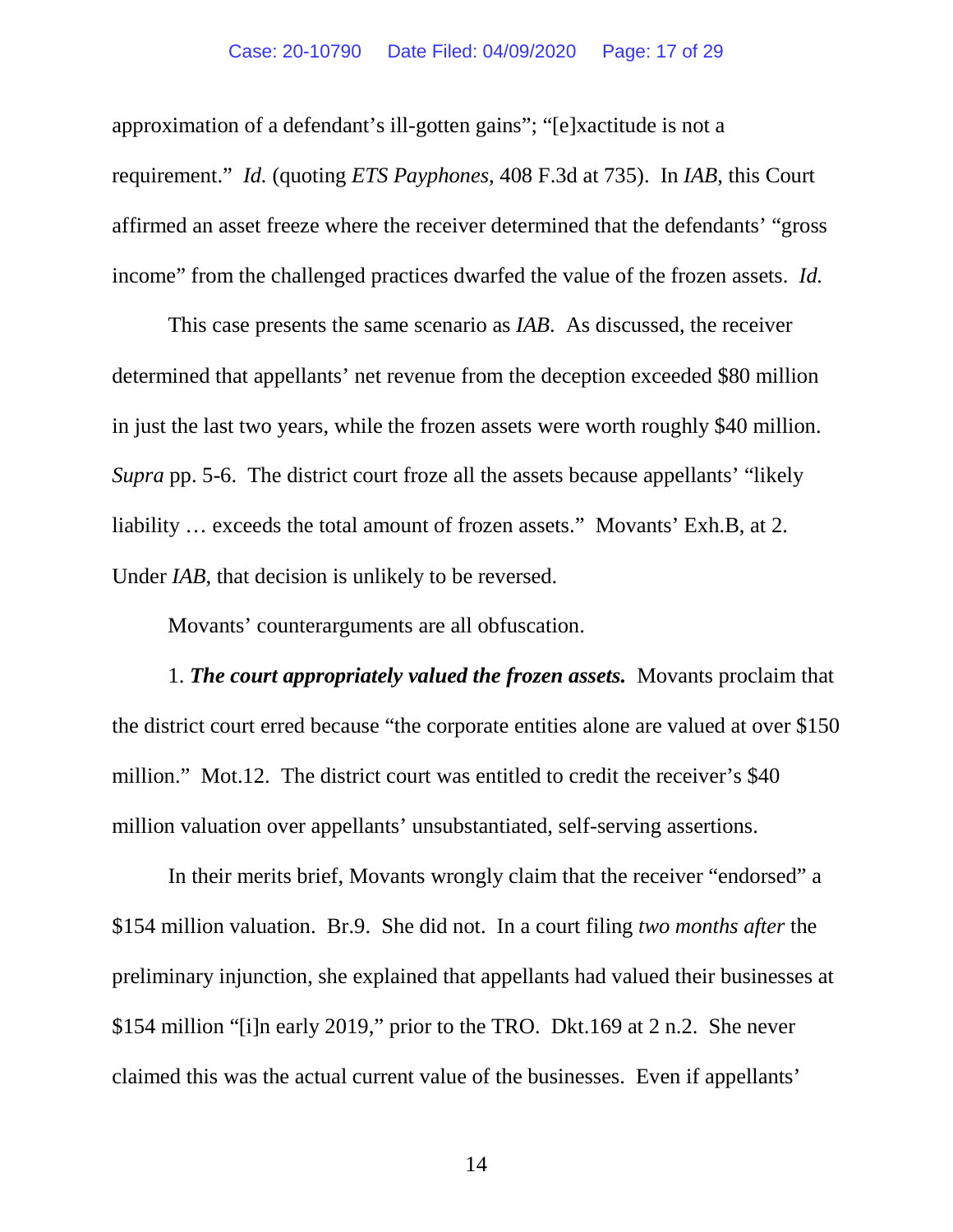approximation of a defendant's ill-gotten gains"; "[e]xactitude is not a requirement." *Id.* (quoting *ETS Payphones*, 408 F.3d at 735). In *IAB*, this Court affirmed an asset freeze where the receiver determined that the defendants' "gross income" from the challenged practices dwarfed the value of the frozen assets. *Id.*

This case presents the same scenario as *IAB*. As discussed, the receiver determined that appellants' net revenue from the deception exceeded $80 million in just the last two years, while the frozen assets were worth roughly $40 million. *Supra* pp. 5-6. The district court froze all the assets because appellants' "likely liability … exceeds the total amount of frozen assets." Movants' Exh.B, at 2. Under *IAB*, that decision is unlikely to be reversed.

Movants' counterarguments are all obfuscation.

1. ***The court appropriately valued the frozen assets.*** Movants proclaim that the district court erred because "the corporate entities alone are valued at over $150 million." Mot.12. The district court was entitled to credit the receiver's $40 million valuation over appellants' unsubstantiated, self-serving assertions.

In their merits brief, Movants wrongly claim that the receiver "endorsed" a $154 million valuation. Br.9. She did not. In a court filing *two months after* the preliminary injunction, she explained that appellants had valued their businesses at $154 million "[i]n early 2019," prior to the TRO. Dkt.169 at 2 n.2. She never claimed this was the actual current value of the businesses. Even if appellants'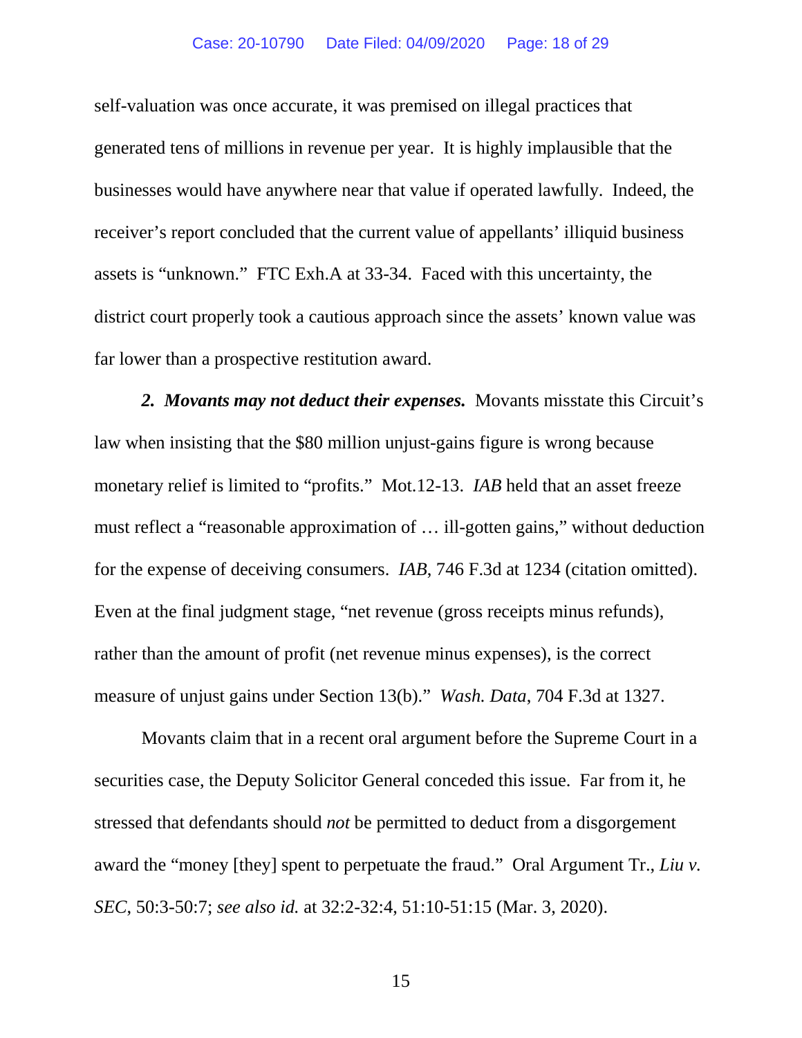self-valuation was once accurate, it was premised on illegal practices that generated tens of millions in revenue per year. It is highly implausible that the businesses would have anywhere near that value if operated lawfully. Indeed, the receiver's report concluded that the current value of appellants' illiquid business assets is "unknown." FTC Exh.A at 33-34. Faced with this uncertainty, the district court properly took a cautious approach since the assets' known value was far lower than a prospective restitution award.

***2. Movants may not deduct their expenses.*** Movants misstate this Circuit's law when insisting that the $80 million unjust-gains figure is wrong because monetary relief is limited to "profits." Mot.12-13. *IAB* held that an asset freeze must reflect a "reasonable approximation of … ill-gotten gains," without deduction for the expense of deceiving consumers. *IAB*, 746 F.3d at 1234 (citation omitted). Even at the final judgment stage, "net revenue (gross receipts minus refunds), rather than the amount of profit (net revenue minus expenses), is the correct measure of unjust gains under Section 13(b)." *Wash. Data*, 704 F.3d at 1327.

Movants claim that in a recent oral argument before the Supreme Court in a securities case, the Deputy Solicitor General conceded this issue. Far from it, he stressed that defendants should *not* be permitted to deduct from a disgorgement award the "money [they] spent to perpetuate the fraud." Oral Argument Tr., *Liu v. SEC*, 50:3-50:7; *see also id.* at 32:2-32:4, 51:10-51:15 (Mar. 3, 2020).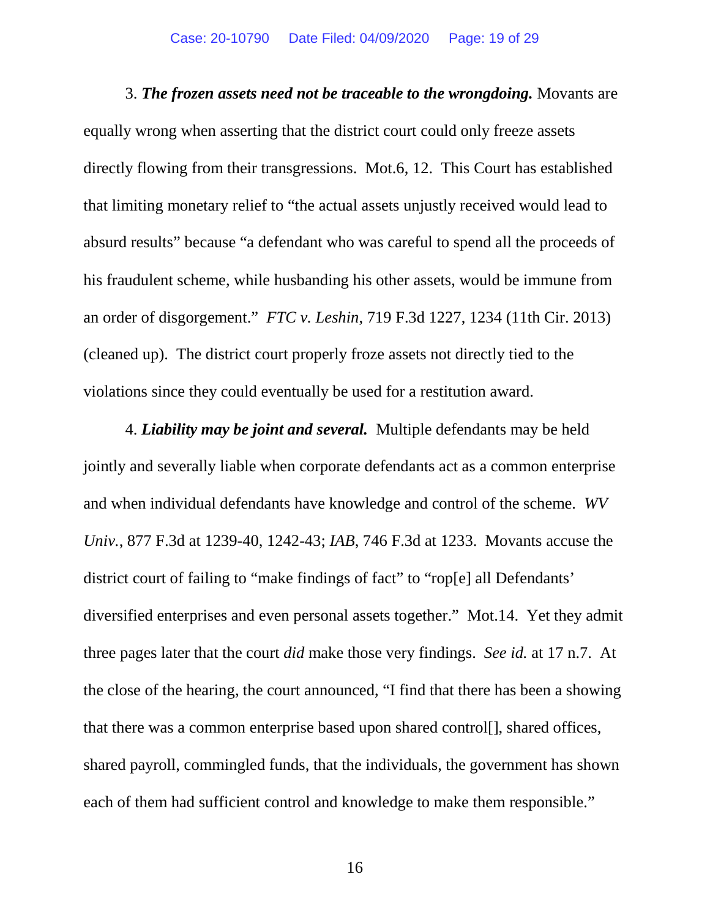3. ***The frozen assets need not be traceable to the wrongdoing.*** Movants are equally wrong when asserting that the district court could only freeze assets directly flowing from their transgressions. Mot.6, 12. This Court has established that limiting monetary relief to "the actual assets unjustly received would lead to absurd results" because "a defendant who was careful to spend all the proceeds of his fraudulent scheme, while husbanding his other assets, would be immune from an order of disgorgement." *FTC v. Leshin*, 719 F.3d 1227, 1234 (11th Cir. 2013) (cleaned up). The district court properly froze assets not directly tied to the violations since they could eventually be used for a restitution award.

4. ***Liability may be joint and several.*** Multiple defendants may be held jointly and severally liable when corporate defendants act as a common enterprise and when individual defendants have knowledge and control of the scheme. *WV Univ.*, 877 F.3d at 1239-40, 1242-43; *IAB*, 746 F.3d at 1233. Movants accuse the district court of failing to "make findings of fact" to "rop[e] all Defendants' diversified enterprises and even personal assets together." Mot.14. Yet they admit three pages later that the court *did* make those very findings. *See id.* at 17 n.7. At the close of the hearing, the court announced, "I find that there has been a showing that there was a common enterprise based upon shared control[], shared offices, shared payroll, commingled funds, that the individuals, the government has shown each of them had sufficient control and knowledge to make them responsible."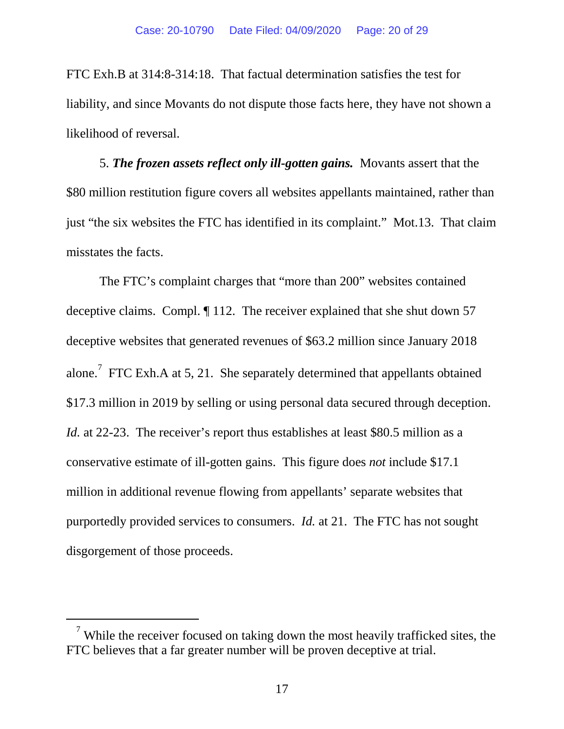FTC Exh.B at 314:8-314:18. That factual determination satisfies the test for liability, and since Movants do not dispute those facts here, they have not shown a likelihood of reversal.

5. ***The frozen assets reflect only ill-gotten gains.*** Movants assert that the $80 million restitution figure covers all websites appellants maintained, rather than just "the six websites the FTC has identified in its complaint." Mot.13. That claim misstates the facts.

The FTC's complaint charges that "more than 200" websites contained deceptive claims. Compl. ¶ 112. The receiver explained that she shut down 57 deceptive websites that generated revenues of $63.2 million since January 2018 alone.[7] FTC Exh.A at 5, 21. She separately determined that appellants obtained $17.3 million in 2019 by selling or using personal data secured through deception. *Id.* at 22-23. The receiver's report thus establishes at least $80.5 million as a conservative estimate of ill-gotten gains. This figure does *not* include $17.1 million in additional revenue flowing from appellants' separate websites that purportedly provided services to consumers. *Id.* at 21. The FTC has not sought disgorgement of those proceeds.

---

[7] While the receiver focused on taking down the most heavily trafficked sites, the FTC believes that a far greater number will be proven deceptive at trial.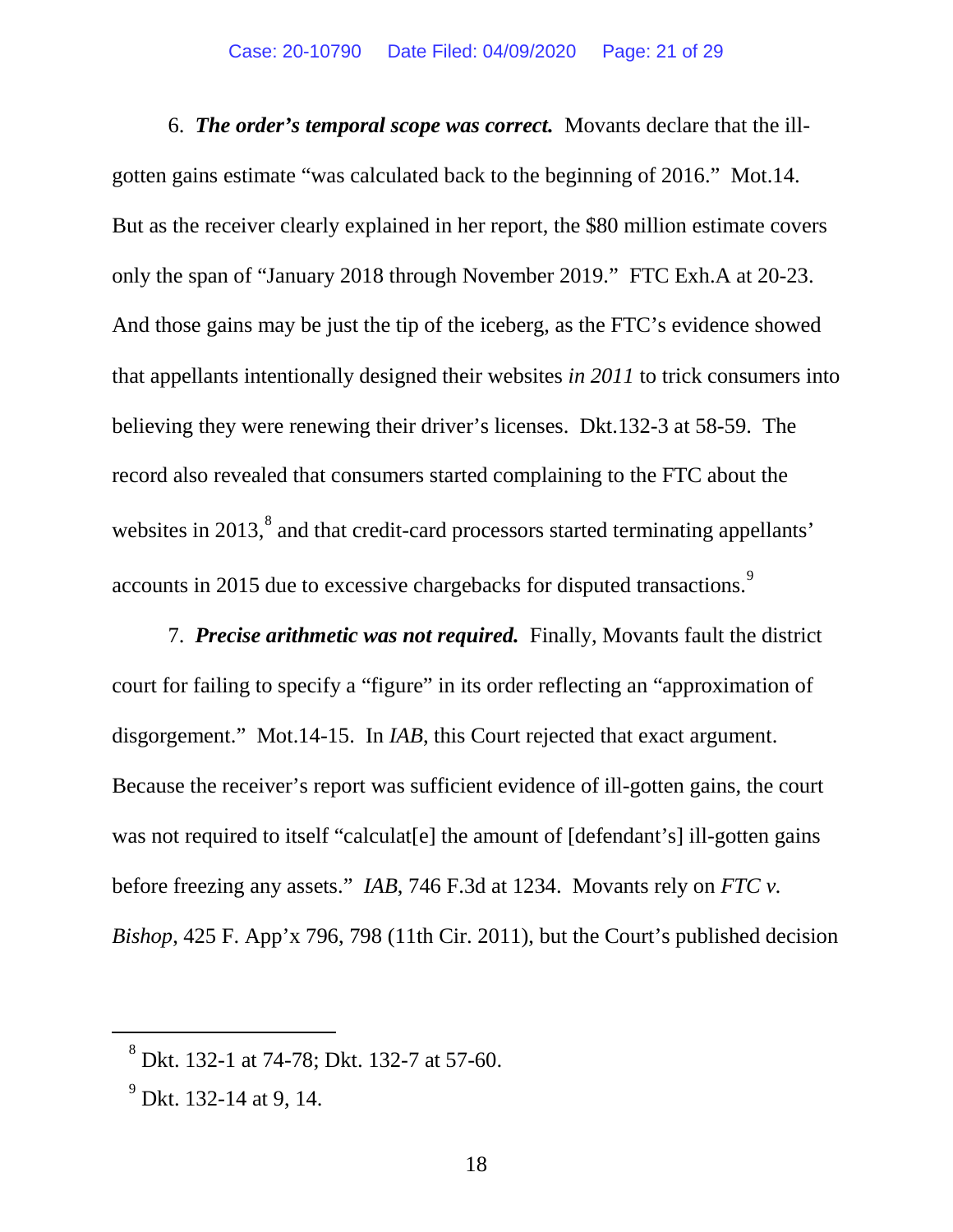6. ***The order's temporal scope was correct.*** Movants declare that the ill-gotten gains estimate "was calculated back to the beginning of 2016." Mot.14. But as the receiver clearly explained in her report, the $80 million estimate covers only the span of "January 2018 through November 2019." FTC Exh.A at 20-23. And those gains may be just the tip of the iceberg, as the FTC's evidence showed that appellants intentionally designed their websites *in 2011* to trick consumers into believing they were renewing their driver's licenses. Dkt.132-3 at 58-59. The record also revealed that consumers started complaining to the FTC about the websites in 2013,[8] and that credit-card processors started terminating appellants' accounts in 2015 due to excessive chargebacks for disputed transactions.[9]

7. ***Precise arithmetic was not required.*** Finally, Movants fault the district court for failing to specify a "figure" in its order reflecting an "approximation of disgorgement." Mot.14-15. In *IAB*, this Court rejected that exact argument. Because the receiver's report was sufficient evidence of ill-gotten gains, the court was not required to itself "calculat[e] the amount of [defendant's] ill-gotten gains before freezing any assets." *IAB*, 746 F.3d at 1234. Movants rely on *FTC v. Bishop*, 425 F. App'x 796, 798 (11th Cir. 2011), but the Court's published decision

---

[8] Dkt. 132-1 at 74-78; Dkt. 132-7 at 57-60.

[9] Dkt. 132-14 at 9, 14.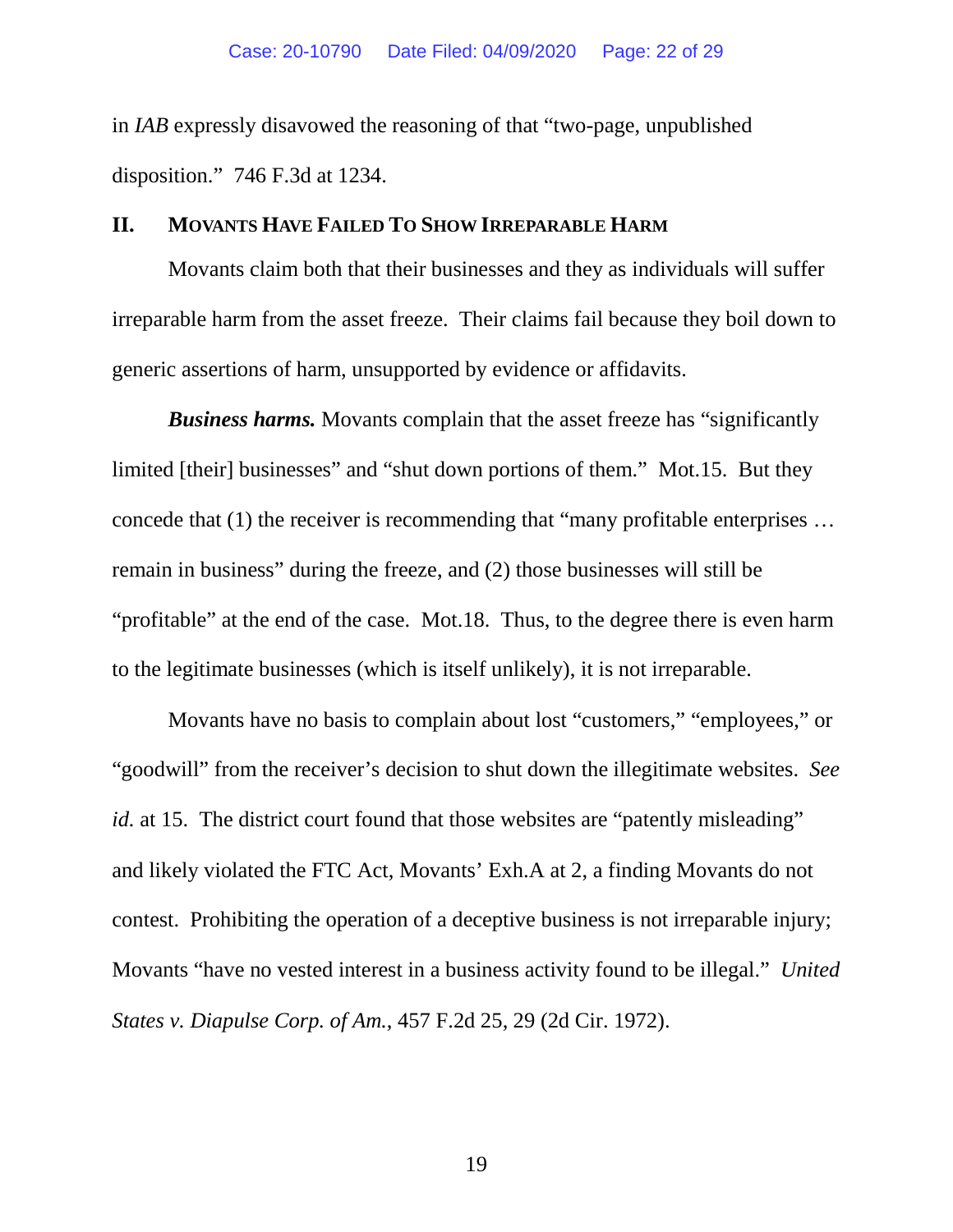in *IAB* expressly disavowed the reasoning of that "two-page, unpublished disposition." 746 F.3d at 1234.

## II. Movants Have Failed To Show Irreparable Harm

Movants claim both that their businesses and they as individuals will suffer irreparable harm from the asset freeze. Their claims fail because they boil down to generic assertions of harm, unsupported by evidence or affidavits.

***Business harms.*** Movants complain that the asset freeze has "significantly limited [their] businesses" and "shut down portions of them." Mot.15. But they concede that (1) the receiver is recommending that "many profitable enterprises … remain in business" during the freeze, and (2) those businesses will still be "profitable" at the end of the case. Mot.18. Thus, to the degree there is even harm to the legitimate businesses (which is itself unlikely), it is not irreparable.

Movants have no basis to complain about lost "customers," "employees," or "goodwill" from the receiver's decision to shut down the illegitimate websites. *See id.* at 15. The district court found that those websites are "patently misleading" and likely violated the FTC Act, Movants' Exh.A at 2, a finding Movants do not contest. Prohibiting the operation of a deceptive business is not irreparable injury; Movants "have no vested interest in a business activity found to be illegal." *United States v. Diapulse Corp. of Am.*, 457 F.2d 25, 29 (2d Cir. 1972).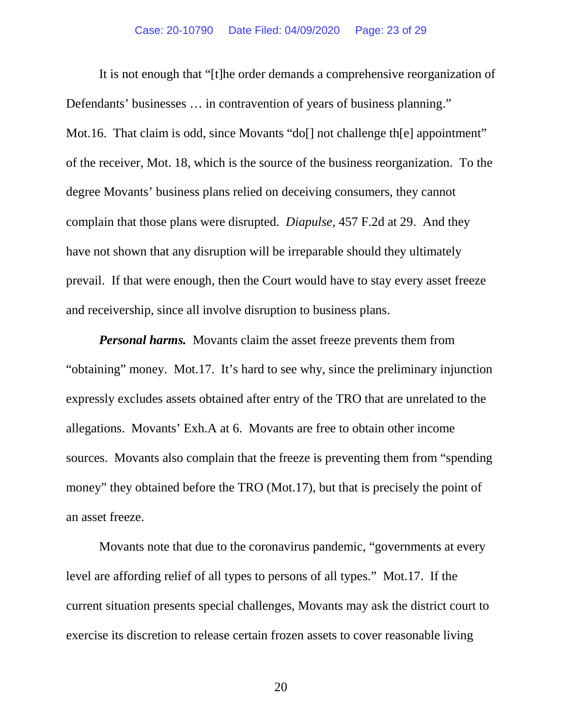It is not enough that "[t]he order demands a comprehensive reorganization of Defendants' businesses … in contravention of years of business planning." Mot.16. That claim is odd, since Movants "do[] not challenge th[e] appointment" of the receiver, Mot. 18, which is the source of the business reorganization. To the degree Movants' business plans relied on deceiving consumers, they cannot complain that those plans were disrupted. *Diapulse*, 457 F.2d at 29. And they have not shown that any disruption will be irreparable should they ultimately prevail. If that were enough, then the Court would have to stay every asset freeze and receivership, since all involve disruption to business plans.

***Personal harms.*** Movants claim the asset freeze prevents them from "obtaining" money. Mot.17. It's hard to see why, since the preliminary injunction expressly excludes assets obtained after entry of the TRO that are unrelated to the allegations. Movants' Exh.A at 6. Movants are free to obtain other income sources. Movants also complain that the freeze is preventing them from "spending money" they obtained before the TRO (Mot.17), but that is precisely the point of an asset freeze.

Movants note that due to the coronavirus pandemic, "governments at every level are affording relief of all types to persons of all types." Mot.17. If the current situation presents special challenges, Movants may ask the district court to exercise its discretion to release certain frozen assets to cover reasonable living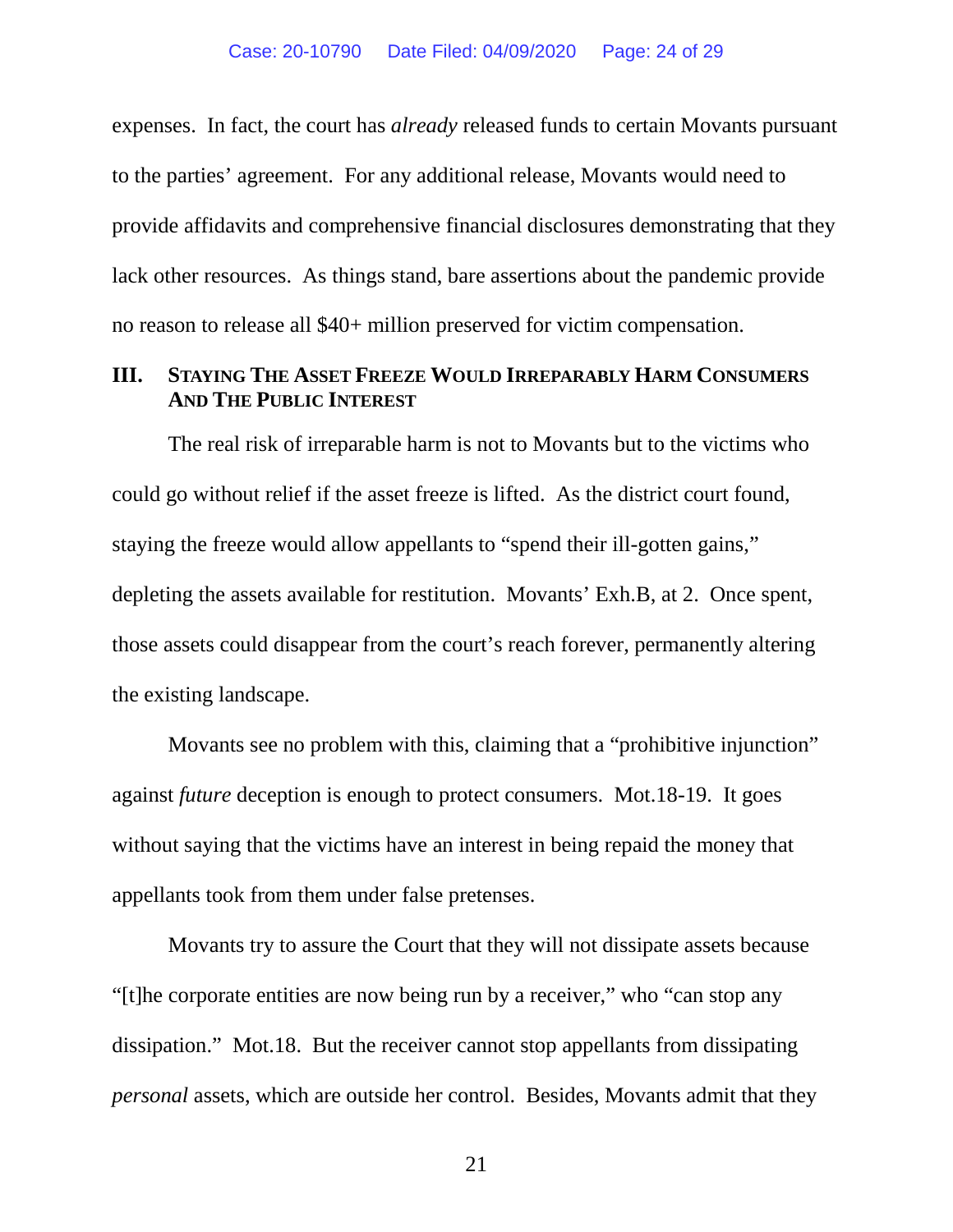expenses. In fact, the court has *already* released funds to certain Movants pursuant to the parties' agreement. For any additional release, Movants would need to provide affidavits and comprehensive financial disclosures demonstrating that they lack other resources. As things stand, bare assertions about the pandemic provide no reason to release all $40+ million preserved for victim compensation.

## III. STAYING THE ASSET FREEZE WOULD IRREPARABLY HARM CONSUMERS AND THE PUBLIC INTEREST

The real risk of irreparable harm is not to Movants but to the victims who could go without relief if the asset freeze is lifted. As the district court found, staying the freeze would allow appellants to "spend their ill-gotten gains," depleting the assets available for restitution. Movants' Exh.B, at 2. Once spent, those assets could disappear from the court's reach forever, permanently altering the existing landscape.

Movants see no problem with this, claiming that a "prohibitive injunction" against *future* deception is enough to protect consumers. Mot.18-19. It goes without saying that the victims have an interest in being repaid the money that appellants took from them under false pretenses.

Movants try to assure the Court that they will not dissipate assets because "[t]he corporate entities are now being run by a receiver," who "can stop any dissipation." Mot.18. But the receiver cannot stop appellants from dissipating *personal* assets, which are outside her control. Besides, Movants admit that they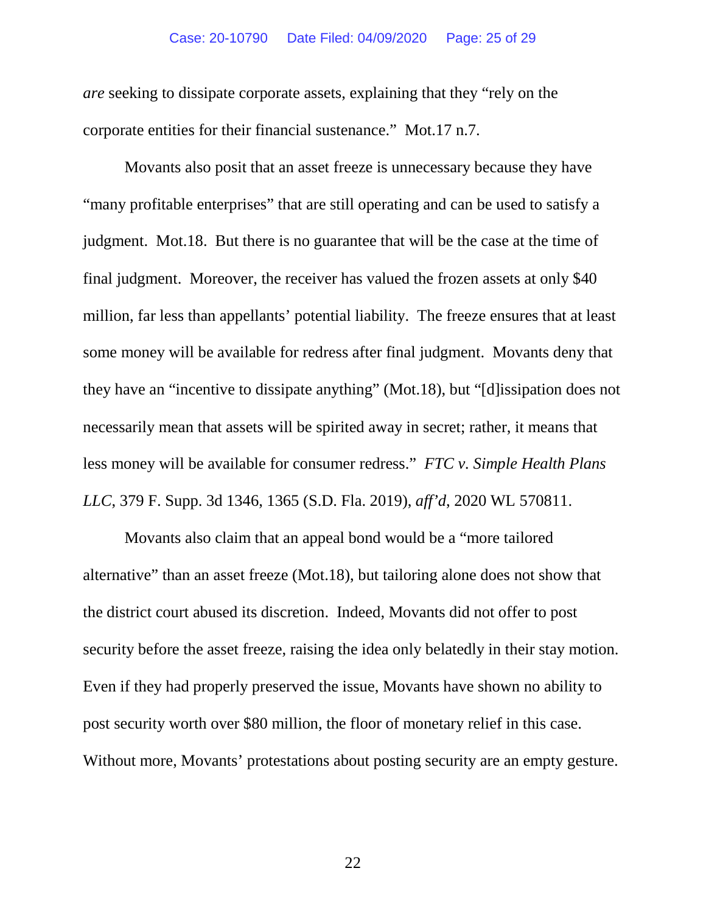*are* seeking to dissipate corporate assets, explaining that they "rely on the corporate entities for their financial sustenance." Mot.17 n.7.

Movants also posit that an asset freeze is unnecessary because they have "many profitable enterprises" that are still operating and can be used to satisfy a judgment. Mot.18. But there is no guarantee that will be the case at the time of final judgment. Moreover, the receiver has valued the frozen assets at only $40 million, far less than appellants' potential liability. The freeze ensures that at least some money will be available for redress after final judgment. Movants deny that they have an "incentive to dissipate anything" (Mot.18), but "[d]issipation does not necessarily mean that assets will be spirited away in secret; rather, it means that less money will be available for consumer redress." *FTC v. Simple Health Plans LLC*, 379 F. Supp. 3d 1346, 1365 (S.D. Fla. 2019), *aff'd*, 2020 WL 570811.

Movants also claim that an appeal bond would be a "more tailored alternative" than an asset freeze (Mot.18), but tailoring alone does not show that the district court abused its discretion. Indeed, Movants did not offer to post security before the asset freeze, raising the idea only belatedly in their stay motion. Even if they had properly preserved the issue, Movants have shown no ability to post security worth over $80 million, the floor of monetary relief in this case. Without more, Movants' protestations about posting security are an empty gesture.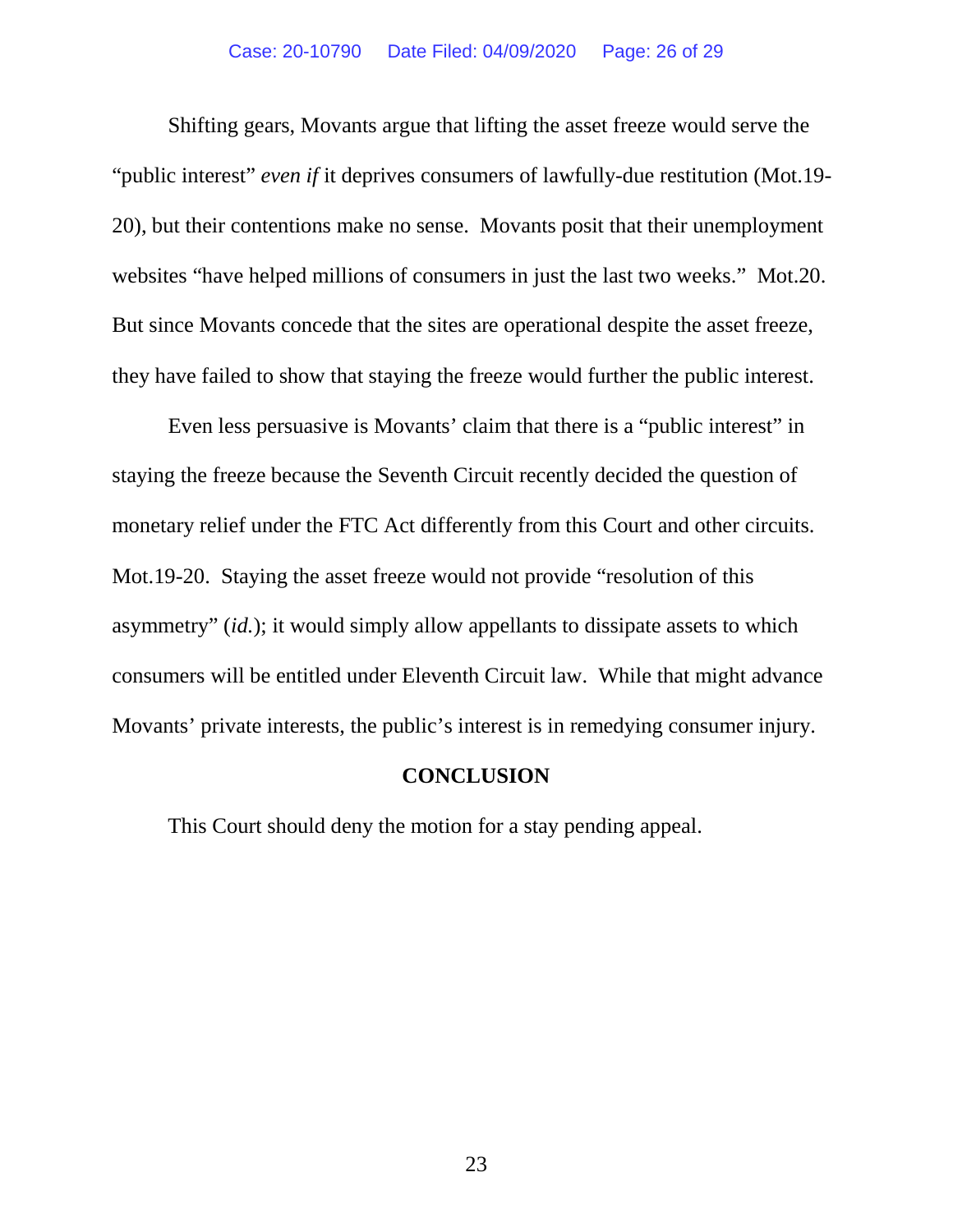Shifting gears, Movants argue that lifting the asset freeze would serve the "public interest" *even if* it deprives consumers of lawfully-due restitution (Mot.19-20), but their contentions make no sense. Movants posit that their unemployment websites "have helped millions of consumers in just the last two weeks." Mot.20. But since Movants concede that the sites are operational despite the asset freeze, they have failed to show that staying the freeze would further the public interest.

Even less persuasive is Movants' claim that there is a "public interest" in staying the freeze because the Seventh Circuit recently decided the question of monetary relief under the FTC Act differently from this Court and other circuits. Mot.19-20. Staying the asset freeze would not provide "resolution of this asymmetry" (*id.*); it would simply allow appellants to dissipate assets to which consumers will be entitled under Eleventh Circuit law. While that might advance Movants' private interests, the public's interest is in remedying consumer injury.

## CONCLUSION

This Court should deny the motion for a stay pending appeal.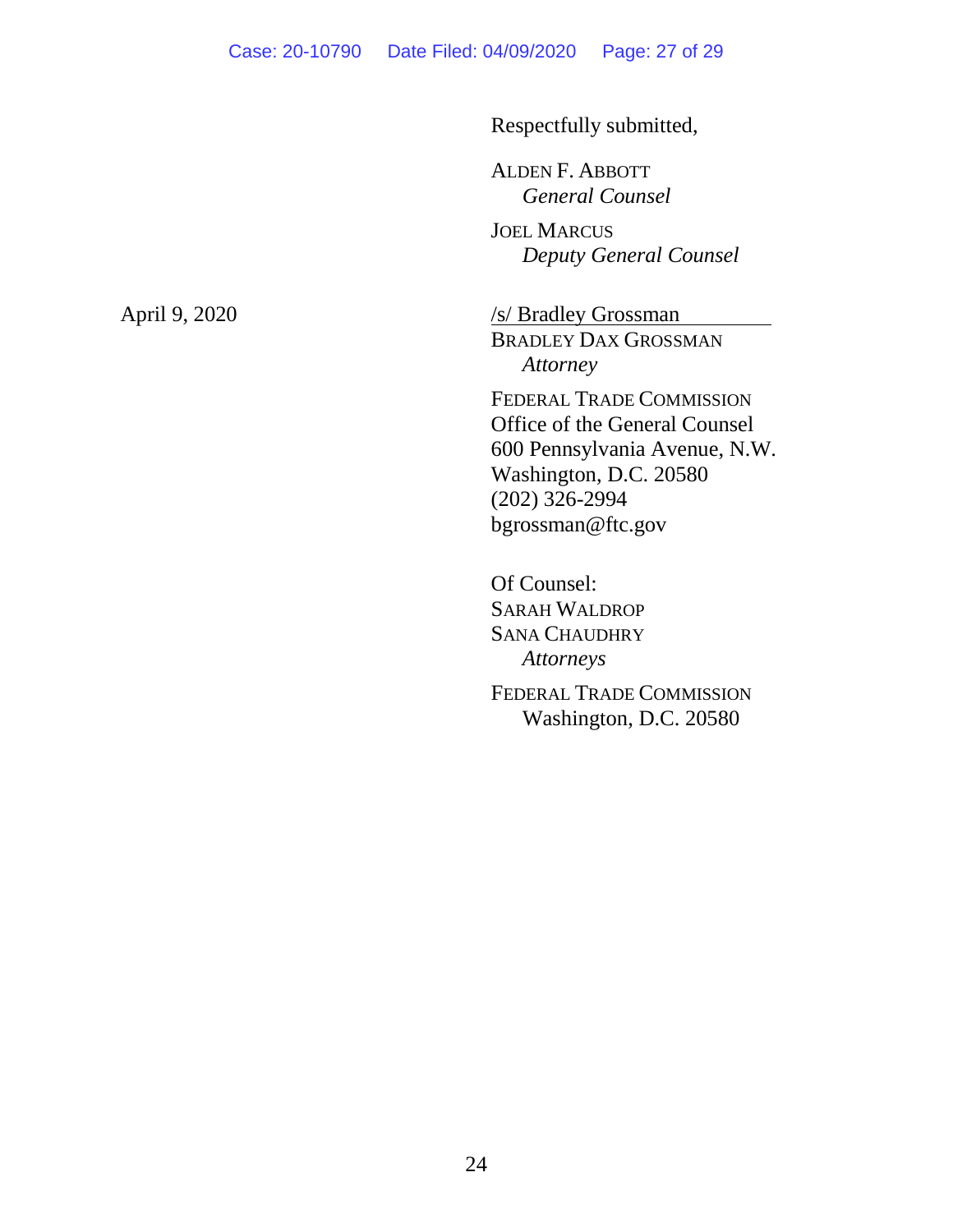Respectfully submitted,

ALDEN F. ABBOTT
*General Counsel*

JOEL MARCUS
*Deputy General Counsel*

April 9, 2020

/s/ Bradley Grossman
BRADLEY DAX GROSSMAN
*Attorney*

FEDERAL TRADE COMMISSION
Office of the General Counsel
600 Pennsylvania Avenue, N.W.
Washington, D.C. 20580
(202) 326-2994
bgrossman@ftc.gov

Of Counsel:
SARAH WALDROP
SANA CHAUDHRY
*Attorneys*

FEDERAL TRADE COMMISSION
Washington, D.C. 20580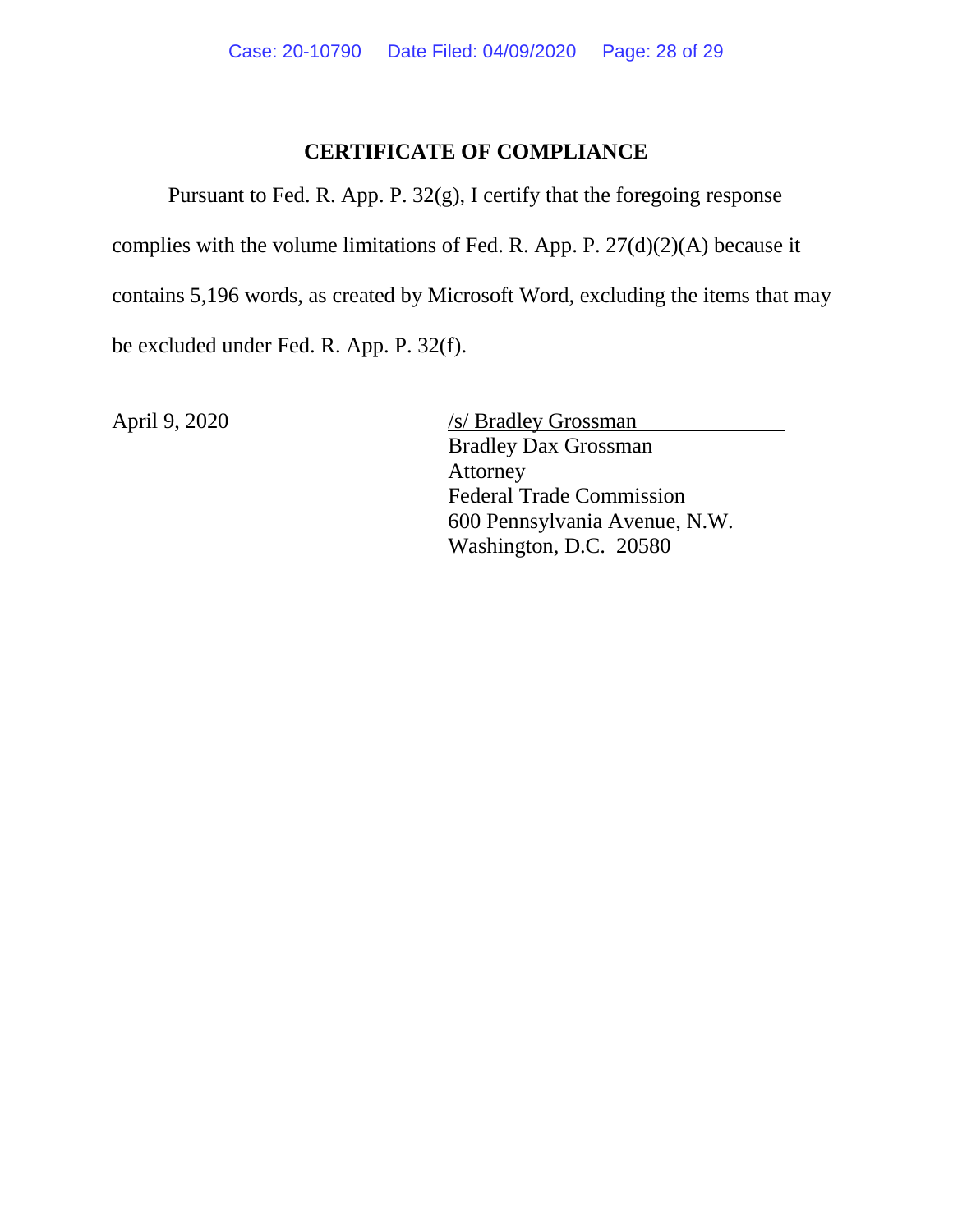## CERTIFICATE OF COMPLIANCE

Pursuant to Fed. R. App. P. 32(g), I certify that the foregoing response complies with the volume limitations of Fed. R. App. P. 27(d)(2)(A) because it contains 5,196 words, as created by Microsoft Word, excluding the items that may be excluded under Fed. R. App. P. 32(f).

April 9, 2020

/s/ Bradley Grossman
Bradley Dax Grossman
Attorney
Federal Trade Commission
600 Pennsylvania Avenue, N.W.
Washington, D.C. 20580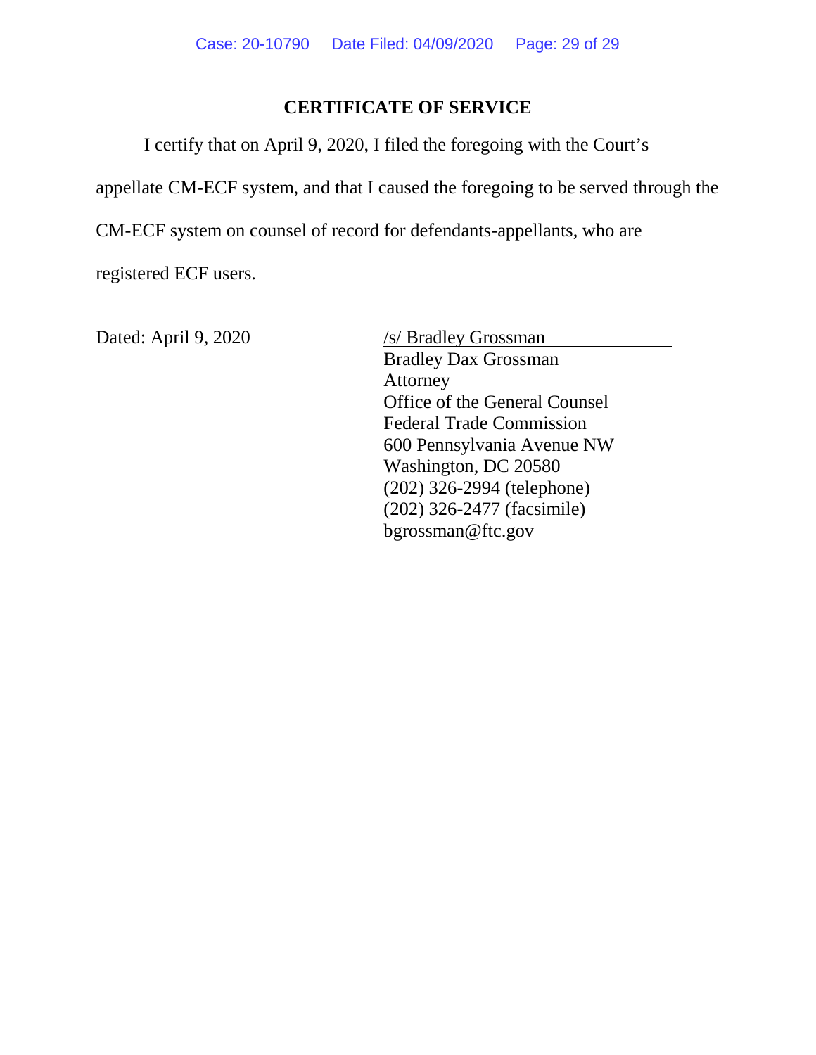## CERTIFICATE OF SERVICE

I certify that on April 9, 2020, I filed the foregoing with the Court's appellate CM-ECF system, and that I caused the foregoing to be served through the CM-ECF system on counsel of record for defendants-appellants, who are registered ECF users.

Dated: April 9, 2020

/s/ Bradley Grossman
Bradley Dax Grossman
Attorney
Office of the General Counsel
Federal Trade Commission
600 Pennsylvania Avenue NW
Washington, DC 20580
(202) 326-2994 (telephone)
(202) 326-2477 (facsimile)
bgrossman@ftc.gov